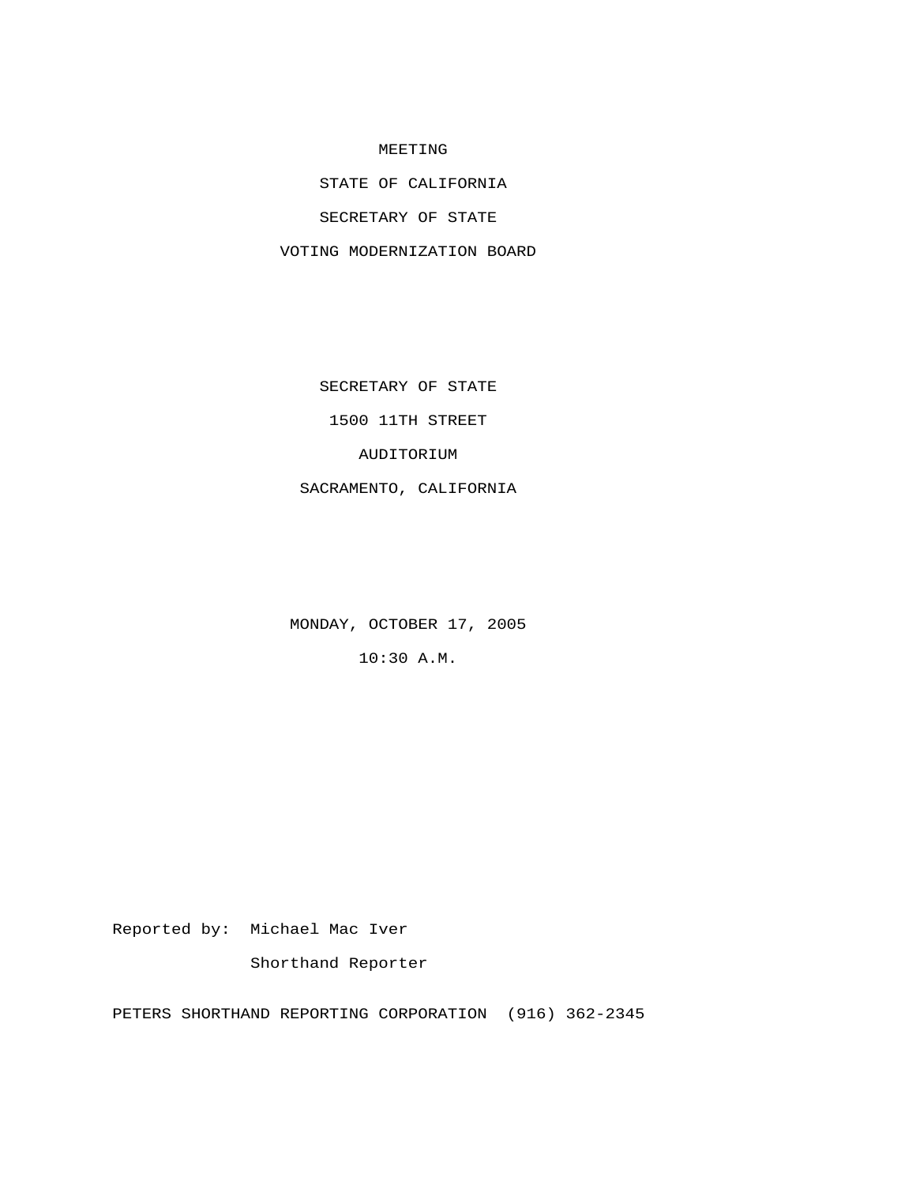# MEETING

## STATE OF CALIFORNIA

## SECRETARY OF STATE

## VOTING MODERNIZATION BOARD

SECRETARY OF STATE

1500 11TH STREET

AUDITORIUM

SACRAMENTO, CALIFORNIA

MONDAY, OCTOBER 17, 2005

10:30 A.M.

Reported by: Michael Mac Iver

Shorthand Reporter

PETERS SHORTHAND REPORTING CORPORATION (916) 362-2345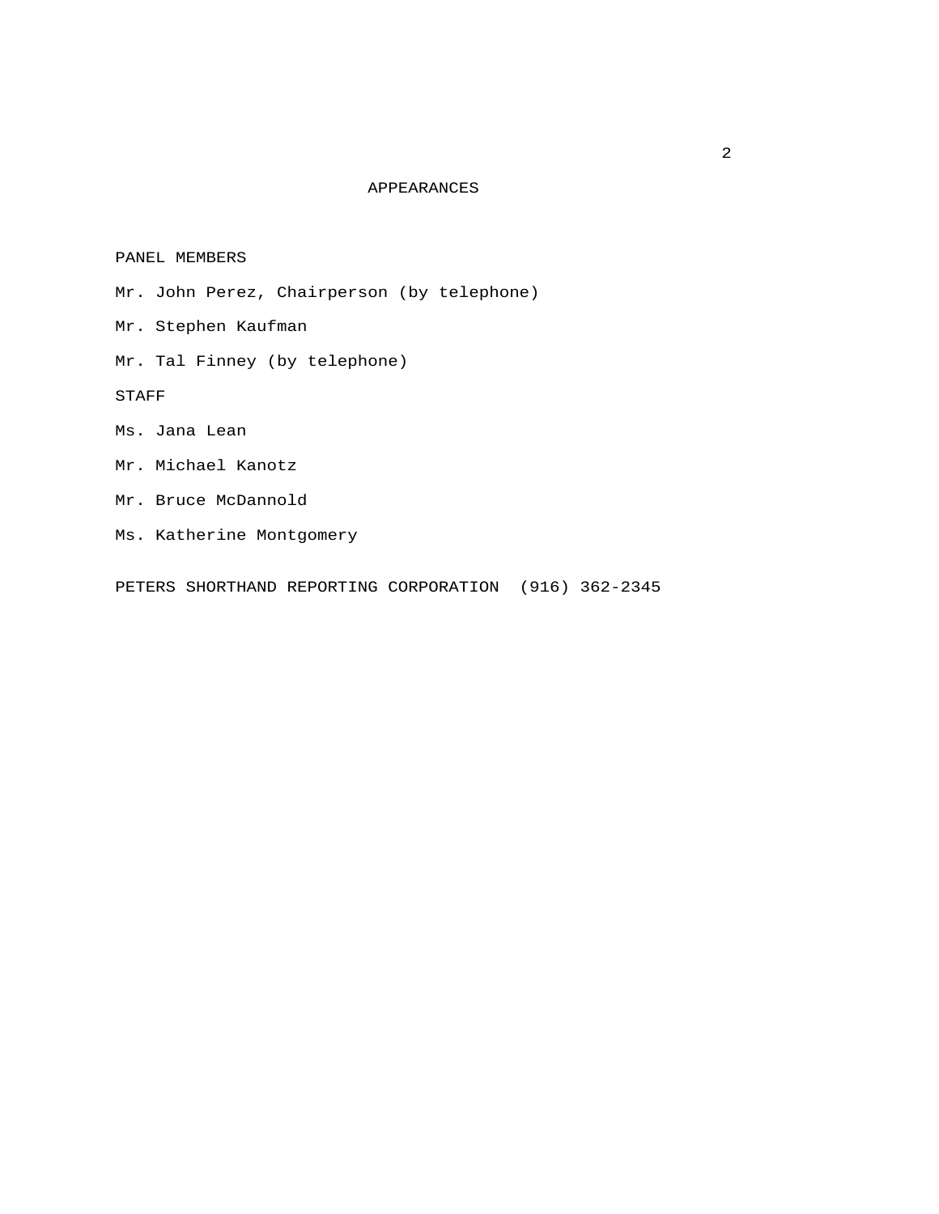# APPEARANCES

PANEL MEMBERS

Mr. John Perez, Chairperson (by telephone)

Mr. Stephen Kaufman

Mr. Tal Finney (by telephone)

STAFF

Ms. Jana Lean

Mr. Michael Kanotz

Mr. Bruce McDannold

Ms. Katherine Montgomery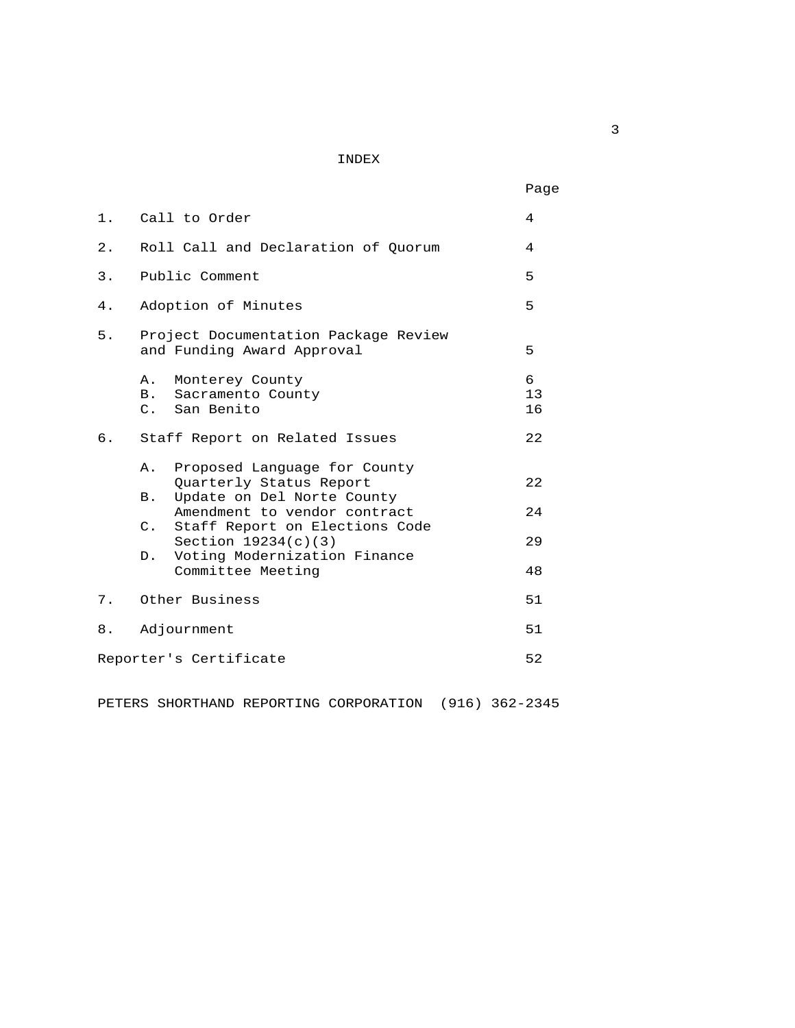# INDEX

| | | Page |
|---|---|---|
| 1. | Call to Order | 4 |
| 2. | Roll Call and Declaration of Quorum | 4 |
| 3. | Public Comment | 5 |
| 4. | Adoption of Minutes | 5 |
| 5. | Project Documentation Package Review and Funding Award Approval | 5 |
| | A. Monterey County | 6 |
| | B. Sacramento County | 13 |
| | C. San Benito | 16 |
| 6. | Staff Report on Related Issues | 22 |
| | A. Proposed Language for County Quarterly Status Report | 22 |
| | B. Update on Del Norte County Amendment to vendor contract | 24 |
| | C. Staff Report on Elections Code Section 19234(c)(3) | 29 |
| | D. Voting Modernization Finance Committee Meeting | 48 |
| 7. | Other Business | 51 |
| 8. | Adjournment | 51 |
| | Reporter's Certificate | 52 |

PETERS SHORTHAND REPORTING CORPORATION (916) 362-2345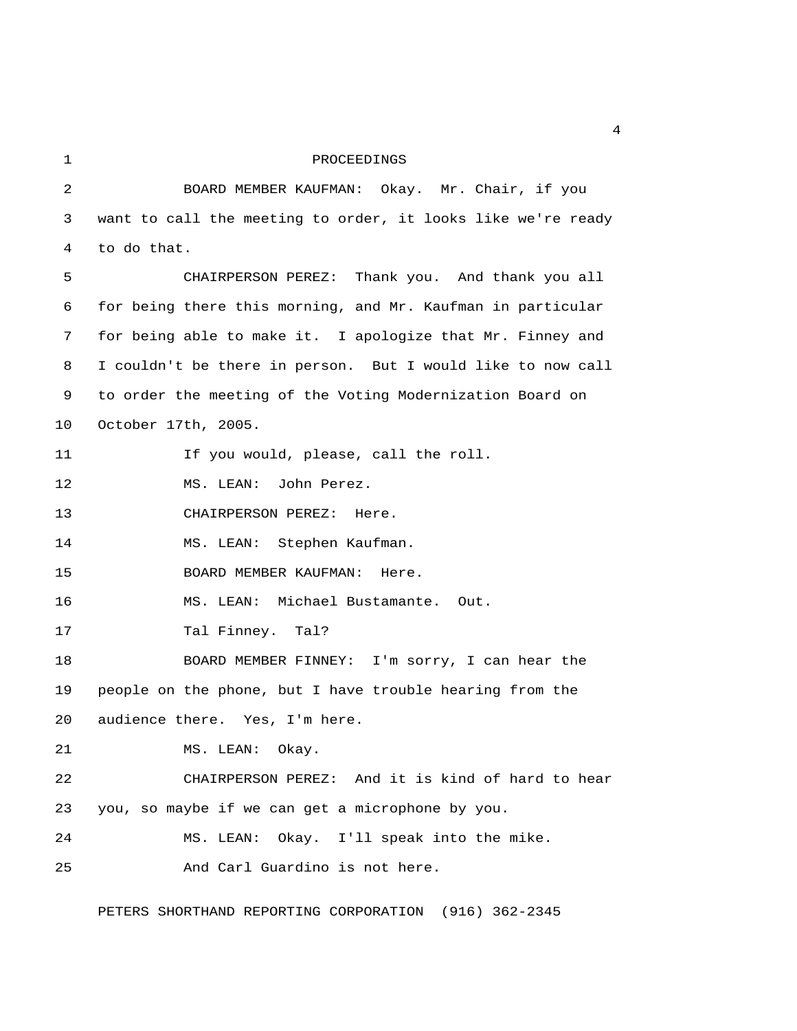PROCEEDINGS

BOARD MEMBER KAUFMAN: Okay. Mr. Chair, if you want to call the meeting to order, it looks like we're ready to do that.

CHAIRPERSON PEREZ: Thank you. And thank you all for being there this morning, and Mr. Kaufman in particular for being able to make it. I apologize that Mr. Finney and I couldn't be there in person. But I would like to now call to order the meeting of the Voting Modernization Board on October 17th, 2005.

If you would, please, call the roll.

MS. LEAN: John Perez.

CHAIRPERSON PEREZ: Here.

MS. LEAN: Stephen Kaufman.

BOARD MEMBER KAUFMAN: Here.

MS. LEAN: Michael Bustamante. Out.

Tal Finney. Tal?

BOARD MEMBER FINNEY: I'm sorry, I can hear the people on the phone, but I have trouble hearing from the audience there. Yes, I'm here.

MS. LEAN: Okay.

CHAIRPERSON PEREZ: And it is kind of hard to hear you, so maybe if we can get a microphone by you.

MS. LEAN: Okay. I'll speak into the mike.

And Carl Guardino is not here.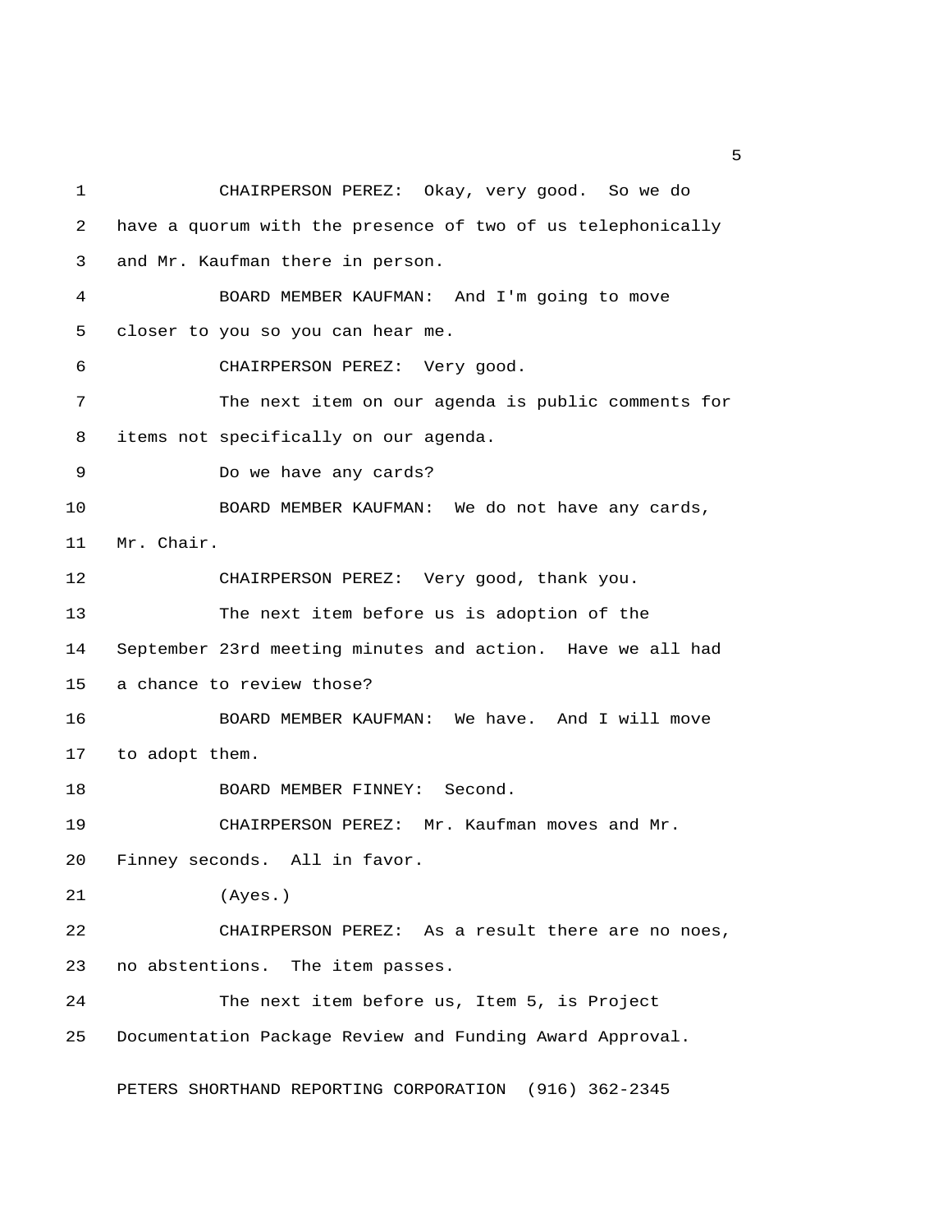CHAIRPERSON PEREZ: Okay, very good. So we do have a quorum with the presence of two of us telephonically and Mr. Kaufman there in person.

BOARD MEMBER KAUFMAN: And I'm going to move closer to you so you can hear me.

CHAIRPERSON PEREZ: Very good.

The next item on our agenda is public comments for items not specifically on our agenda.

Do we have any cards?

BOARD MEMBER KAUFMAN: We do not have any cards, Mr. Chair.

CHAIRPERSON PEREZ: Very good, thank you.

The next item before us is adoption of the September 23rd meeting minutes and action. Have we all had a chance to review those?

BOARD MEMBER KAUFMAN: We have. And I will move to adopt them.

BOARD MEMBER FINNEY: Second.

CHAIRPERSON PEREZ: Mr. Kaufman moves and Mr. Finney seconds. All in favor.

(Ayes.)

CHAIRPERSON PEREZ: As a result there are no noes, no abstentions. The item passes.

The next item before us, Item 5, is Project Documentation Package Review and Funding Award Approval.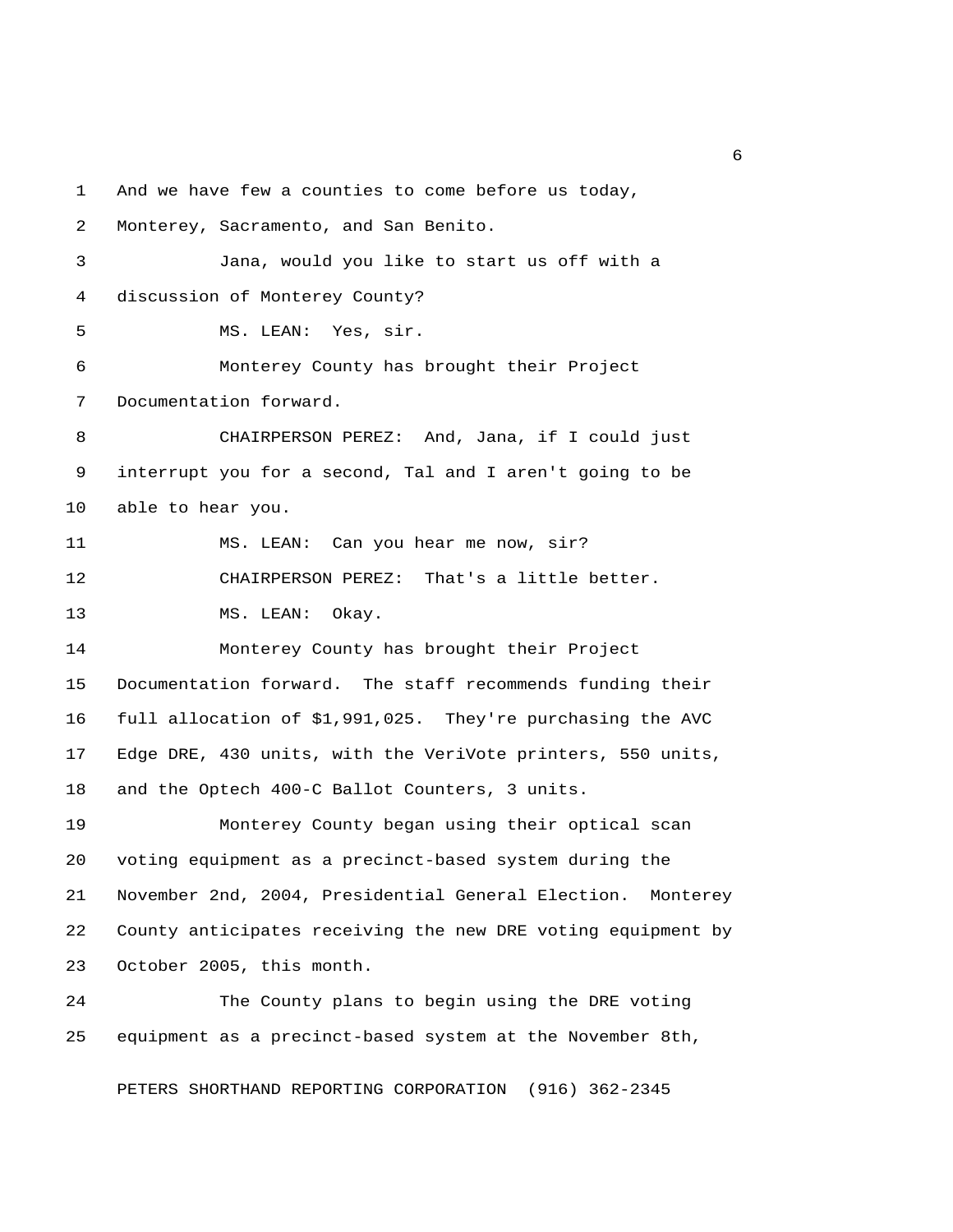And we have few a counties to come before us today, Monterey, Sacramento, and San Benito.

Jana, would you like to start us off with a discussion of Monterey County?

MS. LEAN: Yes, sir.

Monterey County has brought their Project Documentation forward.

CHAIRPERSON PEREZ: And, Jana, if I could just interrupt you for a second, Tal and I aren't going to be able to hear you.

MS. LEAN: Can you hear me now, sir?

CHAIRPERSON PEREZ: That's a little better.

MS. LEAN: Okay.

Monterey County has brought their Project Documentation forward. The staff recommends funding their full allocation of $1,991,025. They're purchasing the AVC Edge DRE, 430 units, with the VeriVote printers, 550 units, and the Optech 400-C Ballot Counters, 3 units.

Monterey County began using their optical scan voting equipment as a precinct-based system during the November 2nd, 2004, Presidential General Election. Monterey County anticipates receiving the new DRE voting equipment by October 2005, this month.

The County plans to begin using the DRE voting equipment as a precinct-based system at the November 8th,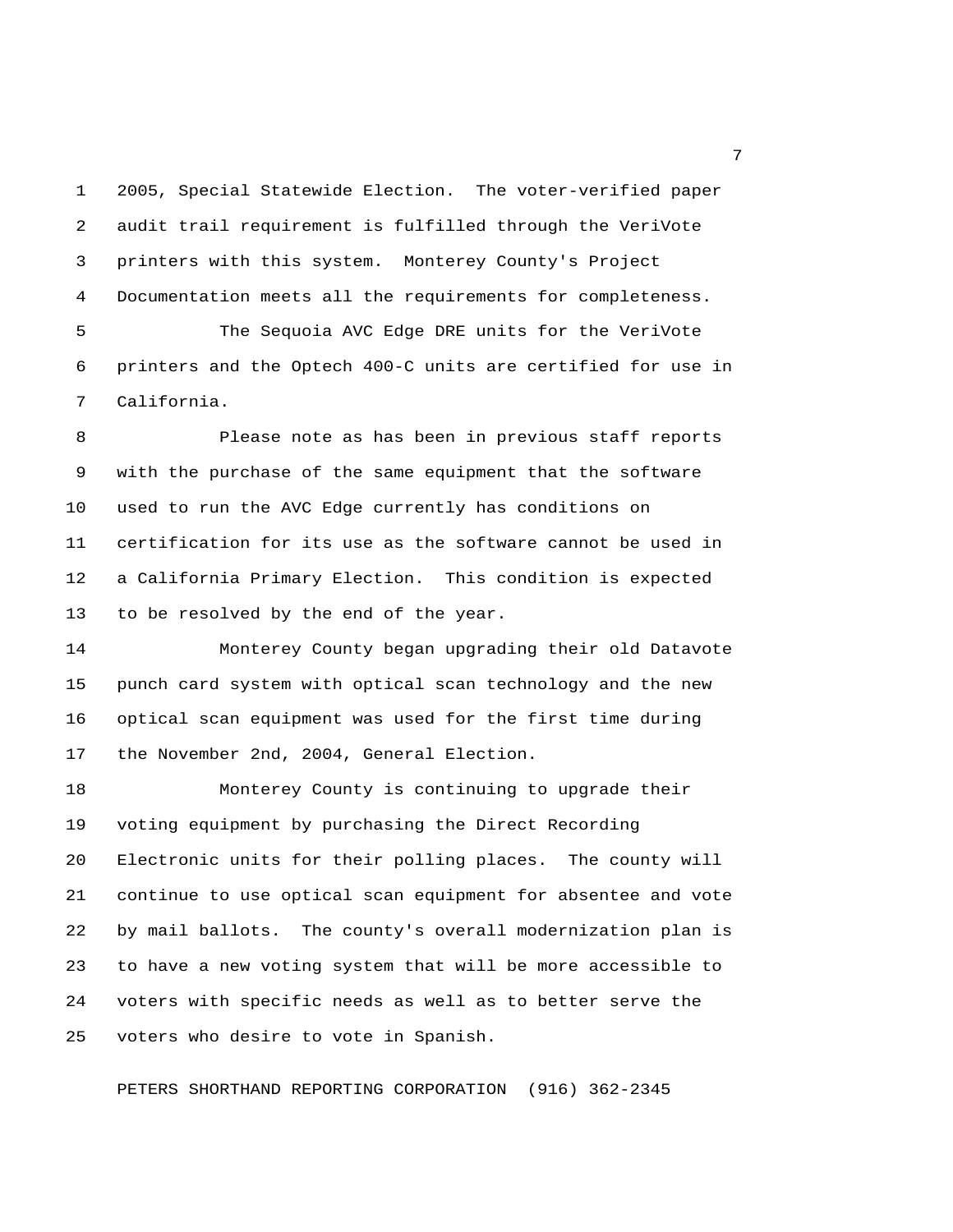2005, Special Statewide Election. The voter-verified paper audit trail requirement is fulfilled through the VeriVote printers with this system. Monterey County's Project Documentation meets all the requirements for completeness.

The Sequoia AVC Edge DRE units for the VeriVote printers and the Optech 400-C units are certified for use in California.

Please note as has been in previous staff reports with the purchase of the same equipment that the software used to run the AVC Edge currently has conditions on certification for its use as the software cannot be used in a California Primary Election. This condition is expected to be resolved by the end of the year.

Monterey County began upgrading their old Datavote punch card system with optical scan technology and the new optical scan equipment was used for the first time during the November 2nd, 2004, General Election.

Monterey County is continuing to upgrade their voting equipment by purchasing the Direct Recording Electronic units for their polling places. The county will continue to use optical scan equipment for absentee and vote by mail ballots. The county's overall modernization plan is to have a new voting system that will be more accessible to voters with specific needs as well as to better serve the voters who desire to vote in Spanish.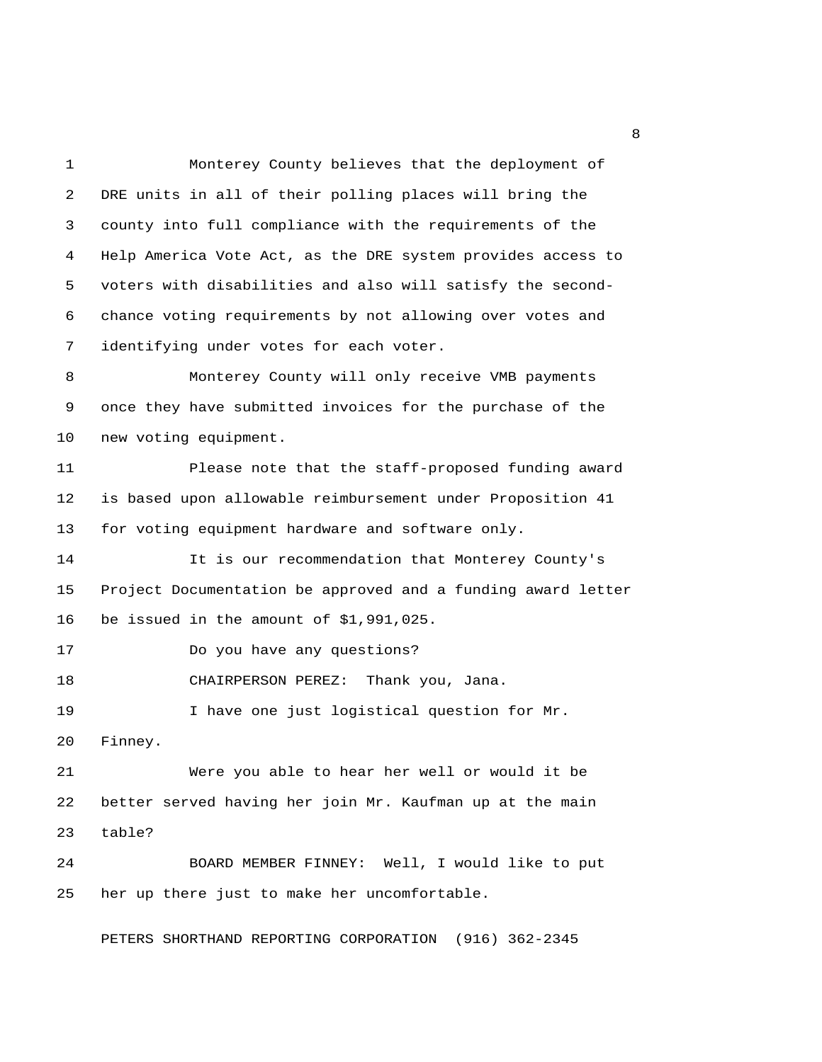Monterey County believes that the deployment of DRE units in all of their polling places will bring the county into full compliance with the requirements of the Help America Vote Act, as the DRE system provides access to voters with disabilities and also will satisfy the second-chance voting requirements by not allowing over votes and identifying under votes for each voter.

Monterey County will only receive VMB payments once they have submitted invoices for the purchase of the new voting equipment.

Please note that the staff-proposed funding award is based upon allowable reimbursement under Proposition 41 for voting equipment hardware and software only.

It is our recommendation that Monterey County's Project Documentation be approved and a funding award letter be issued in the amount of $1,991,025.

Do you have any questions?

CHAIRPERSON PEREZ: Thank you, Jana.

I have one just logistical question for Mr. Finney.

Were you able to hear her well or would it be better served having her join Mr. Kaufman up at the main table?

BOARD MEMBER FINNEY: Well, I would like to put her up there just to make her uncomfortable.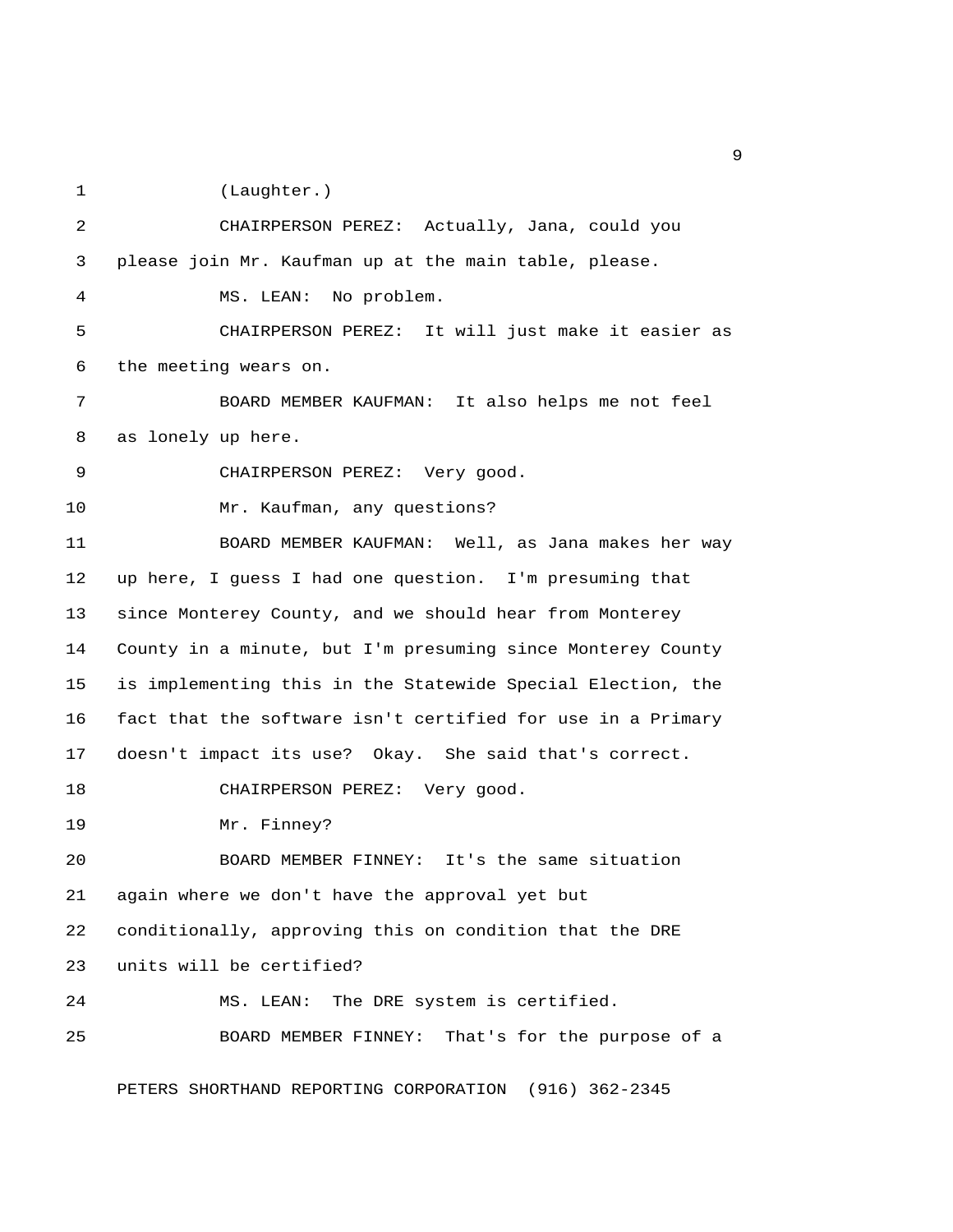(Laughter.)

CHAIRPERSON PEREZ: Actually, Jana, could you please join Mr. Kaufman up at the main table, please.

MS. LEAN: No problem.

CHAIRPERSON PEREZ: It will just make it easier as the meeting wears on.

BOARD MEMBER KAUFMAN: It also helps me not feel as lonely up here.

CHAIRPERSON PEREZ: Very good.

Mr. Kaufman, any questions?

BOARD MEMBER KAUFMAN: Well, as Jana makes her way up here, I guess I had one question. I'm presuming that since Monterey County, and we should hear from Monterey County in a minute, but I'm presuming since Monterey County is implementing this in the Statewide Special Election, the fact that the software isn't certified for use in a Primary doesn't impact its use? Okay. She said that's correct.

CHAIRPERSON PEREZ: Very good.

Mr. Finney?

BOARD MEMBER FINNEY: It's the same situation again where we don't have the approval yet but conditionally, approving this on condition that the DRE units will be certified?

MS. LEAN: The DRE system is certified.

BOARD MEMBER FINNEY: That's for the purpose of a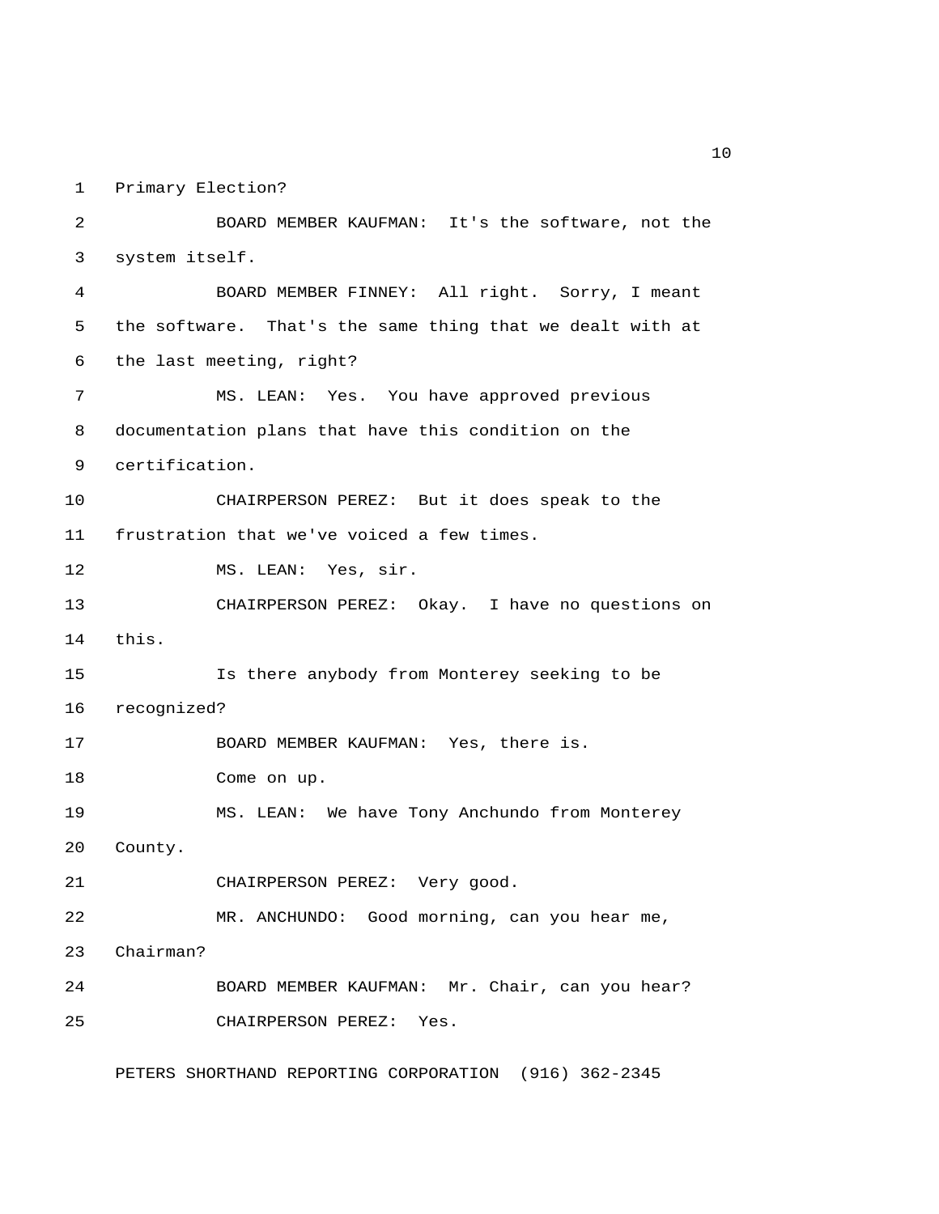Primary Election?

BOARD MEMBER KAUFMAN: It's the software, not the system itself.

BOARD MEMBER FINNEY: All right. Sorry, I meant the software. That's the same thing that we dealt with at the last meeting, right?

MS. LEAN: Yes. You have approved previous documentation plans that have this condition on the certification.

CHAIRPERSON PEREZ: But it does speak to the frustration that we've voiced a few times.

MS. LEAN: Yes, sir.

CHAIRPERSON PEREZ: Okay. I have no questions on this.

Is there anybody from Monterey seeking to be recognized?

BOARD MEMBER KAUFMAN: Yes, there is.

Come on up.

MS. LEAN: We have Tony Anchundo from Monterey County.

CHAIRPERSON PEREZ: Very good.

MR. ANCHUNDO: Good morning, can you hear me, Chairman?

BOARD MEMBER KAUFMAN: Mr. Chair, can you hear?

CHAIRPERSON PEREZ: Yes.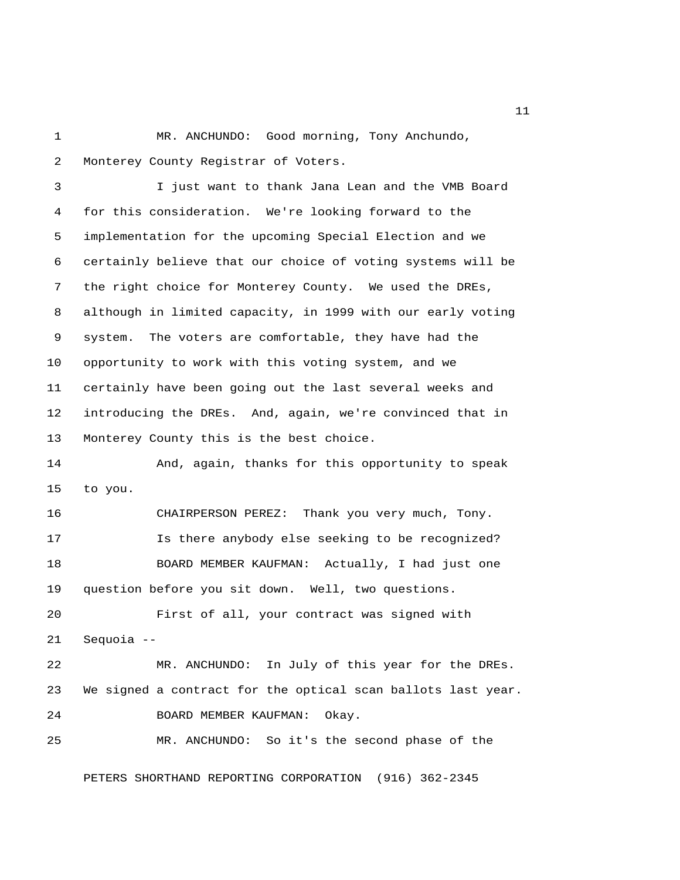MR. ANCHUNDO: Good morning, Tony Anchundo, Monterey County Registrar of Voters.

I just want to thank Jana Lean and the VMB Board for this consideration. We're looking forward to the implementation for the upcoming Special Election and we certainly believe that our choice of voting systems will be the right choice for Monterey County. We used the DREs, although in limited capacity, in 1999 with our early voting system. The voters are comfortable, they have had the opportunity to work with this voting system, and we certainly have been going out the last several weeks and introducing the DREs. And, again, we're convinced that in Monterey County this is the best choice.

And, again, thanks for this opportunity to speak to you.

CHAIRPERSON PEREZ: Thank you very much, Tony.

Is there anybody else seeking to be recognized?

BOARD MEMBER KAUFMAN: Actually, I had just one question before you sit down. Well, two questions.

First of all, your contract was signed with Sequoia --

MR. ANCHUNDO: In July of this year for the DREs. We signed a contract for the optical scan ballots last year.

BOARD MEMBER KAUFMAN: Okay.

MR. ANCHUNDO: So it's the second phase of the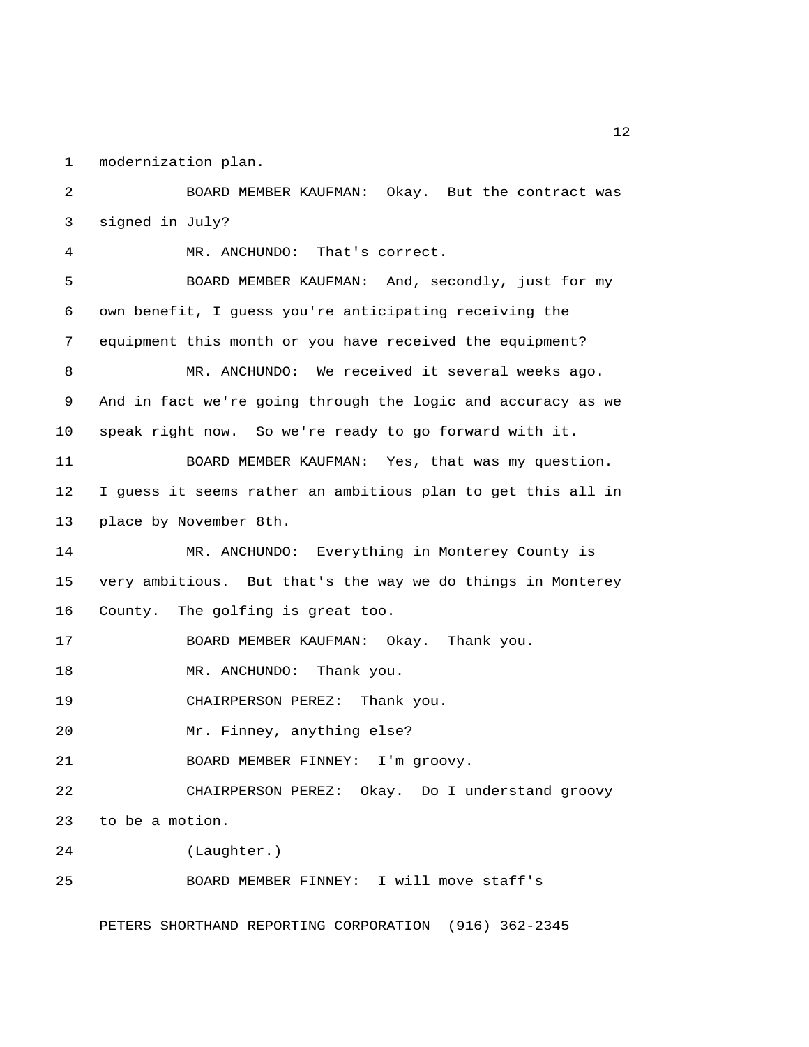modernization plan.

BOARD MEMBER KAUFMAN: Okay. But the contract was signed in July?

MR. ANCHUNDO: That's correct.

BOARD MEMBER KAUFMAN: And, secondly, just for my own benefit, I guess you're anticipating receiving the equipment this month or you have received the equipment?

MR. ANCHUNDO: We received it several weeks ago. And in fact we're going through the logic and accuracy as we speak right now. So we're ready to go forward with it.

BOARD MEMBER KAUFMAN: Yes, that was my question. I guess it seems rather an ambitious plan to get this all in place by November 8th.

MR. ANCHUNDO: Everything in Monterey County is very ambitious. But that's the way we do things in Monterey County. The golfing is great too.

BOARD MEMBER KAUFMAN: Okay. Thank you.

MR. ANCHUNDO: Thank you.

CHAIRPERSON PEREZ: Thank you.

Mr. Finney, anything else?

BOARD MEMBER FINNEY: I'm groovy.

CHAIRPERSON PEREZ: Okay. Do I understand groovy to be a motion.

(Laughter.)

BOARD MEMBER FINNEY: I will move staff's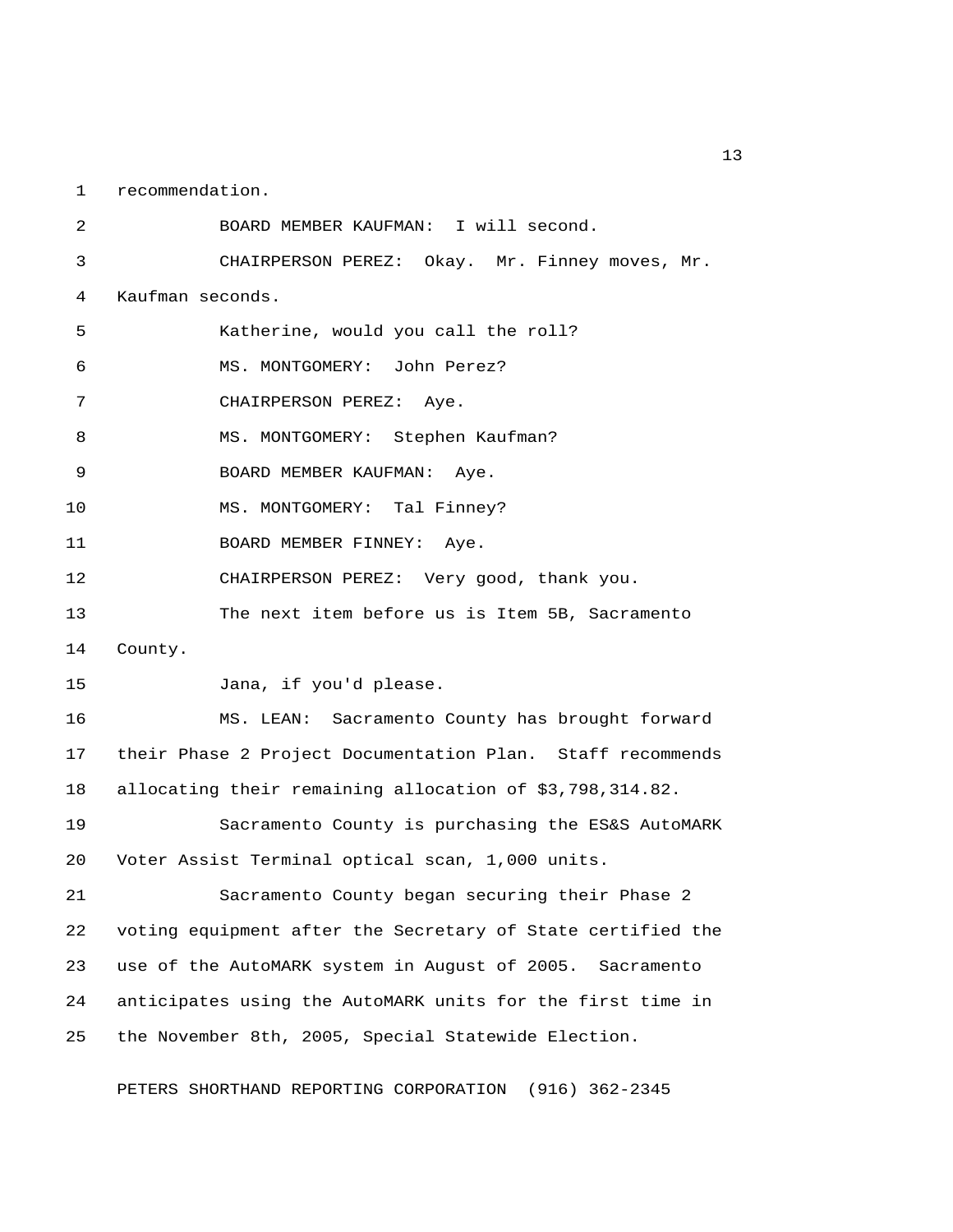recommendation.

BOARD MEMBER KAUFMAN: I will second.

CHAIRPERSON PEREZ: Okay. Mr. Finney moves, Mr. Kaufman seconds.

Katherine, would you call the roll?

MS. MONTGOMERY: John Perez?

CHAIRPERSON PEREZ: Aye.

MS. MONTGOMERY: Stephen Kaufman?

BOARD MEMBER KAUFMAN: Aye.

MS. MONTGOMERY: Tal Finney?

BOARD MEMBER FINNEY: Aye.

CHAIRPERSON PEREZ: Very good, thank you.

The next item before us is Item 5B, Sacramento County.

Jana, if you'd please.

MS. LEAN: Sacramento County has brought forward their Phase 2 Project Documentation Plan. Staff recommends allocating their remaining allocation of $3,798,314.82.

Sacramento County is purchasing the ES&S AutoMARK Voter Assist Terminal optical scan, 1,000 units.

Sacramento County began securing their Phase 2 voting equipment after the Secretary of State certified the use of the AutoMARK system in August of 2005. Sacramento anticipates using the AutoMARK units for the first time in the November 8th, 2005, Special Statewide Election.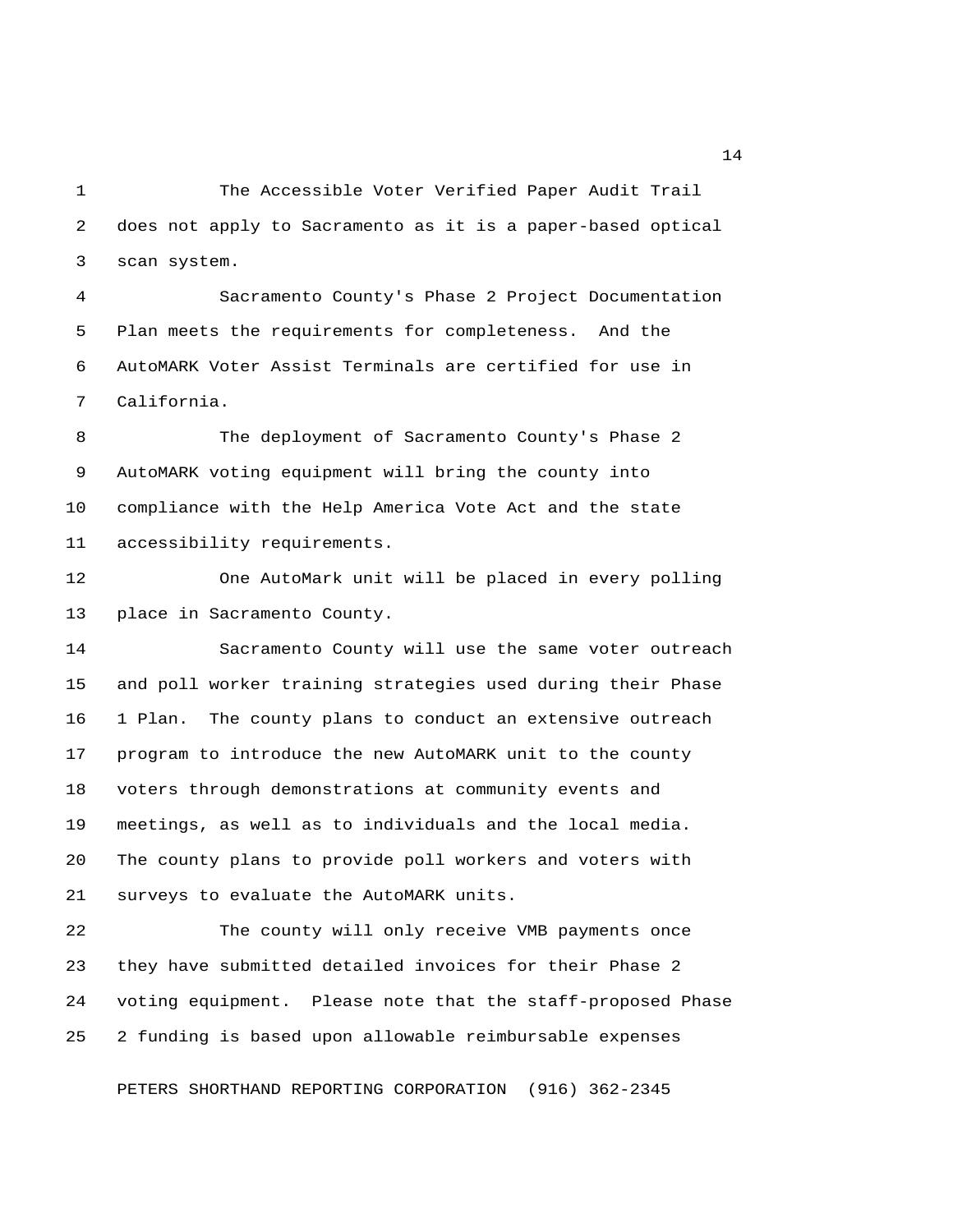The Accessible Voter Verified Paper Audit Trail does not apply to Sacramento as it is a paper-based optical scan system.

Sacramento County's Phase 2 Project Documentation Plan meets the requirements for completeness. And the AutoMARK Voter Assist Terminals are certified for use in California.

The deployment of Sacramento County's Phase 2 AutoMARK voting equipment will bring the county into compliance with the Help America Vote Act and the state accessibility requirements.

One AutoMark unit will be placed in every polling place in Sacramento County.

Sacramento County will use the same voter outreach and poll worker training strategies used during their Phase 1 Plan. The county plans to conduct an extensive outreach program to introduce the new AutoMARK unit to the county voters through demonstrations at community events and meetings, as well as to individuals and the local media. The county plans to provide poll workers and voters with surveys to evaluate the AutoMARK units.

The county will only receive VMB payments once they have submitted detailed invoices for their Phase 2 voting equipment. Please note that the staff-proposed Phase 2 funding is based upon allowable reimbursable expenses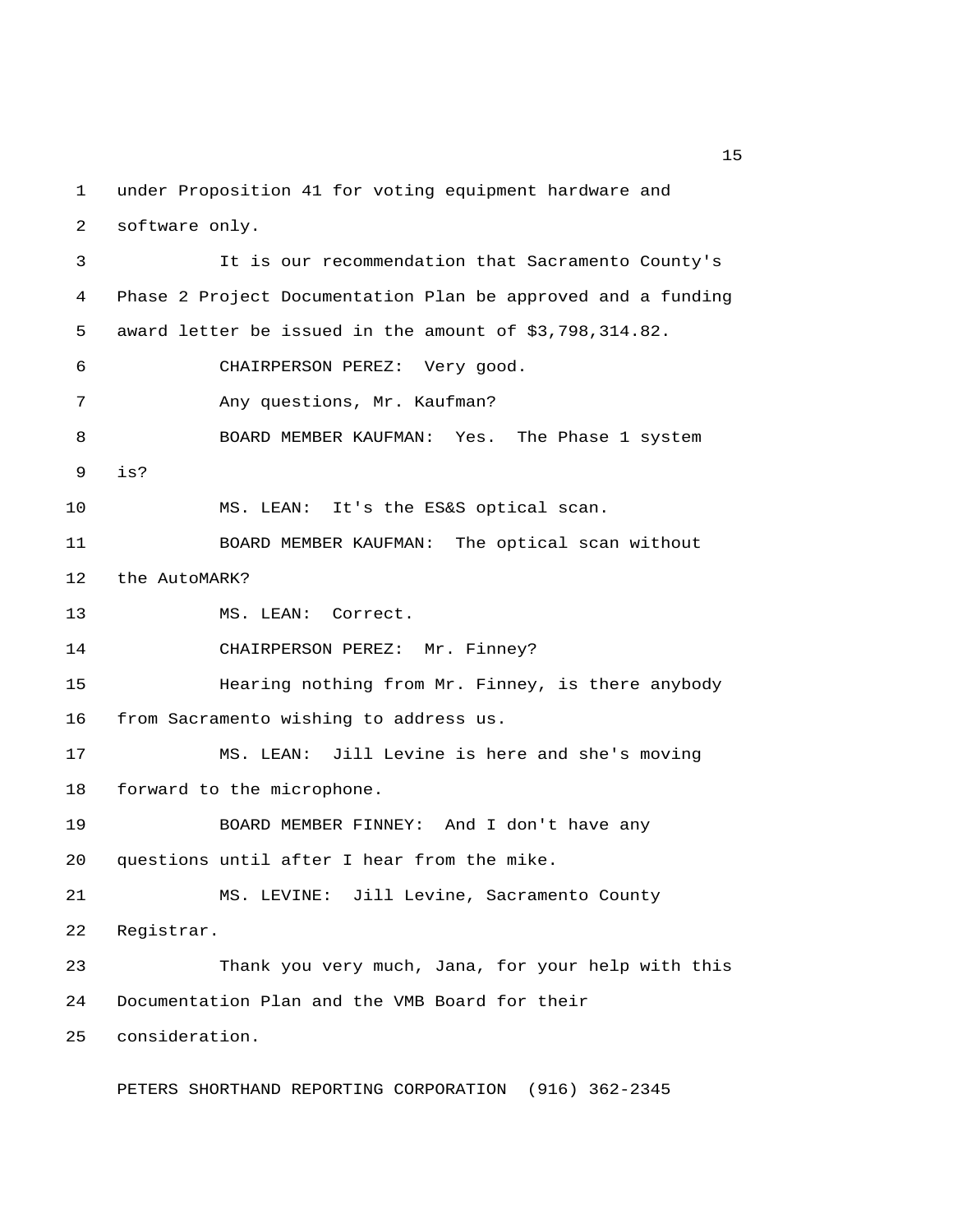under Proposition 41 for voting equipment hardware and software only.

It is our recommendation that Sacramento County's Phase 2 Project Documentation Plan be approved and a funding award letter be issued in the amount of $3,798,314.82.

CHAIRPERSON PEREZ: Very good.

Any questions, Mr. Kaufman?

BOARD MEMBER KAUFMAN: Yes. The Phase 1 system is?

MS. LEAN: It's the ES&S optical scan.

BOARD MEMBER KAUFMAN: The optical scan without the AutoMARK?

MS. LEAN: Correct.

CHAIRPERSON PEREZ: Mr. Finney?

Hearing nothing from Mr. Finney, is there anybody from Sacramento wishing to address us.

MS. LEAN: Jill Levine is here and she's moving forward to the microphone.

BOARD MEMBER FINNEY: And I don't have any questions until after I hear from the mike.

MS. LEVINE: Jill Levine, Sacramento County Registrar.

Thank you very much, Jana, for your help with this Documentation Plan and the VMB Board for their consideration.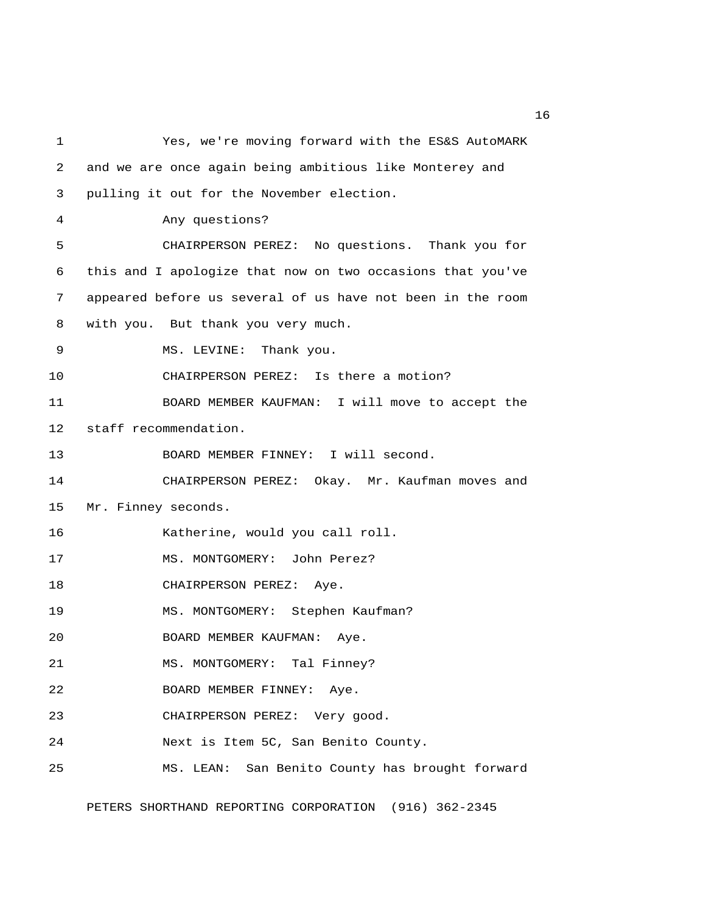Yes, we're moving forward with the ES&S AutoMARK and we are once again being ambitious like Monterey and pulling it out for the November election.

Any questions?

CHAIRPERSON PEREZ: No questions. Thank you for this and I apologize that now on two occasions that you've appeared before us several of us have not been in the room with you. But thank you very much.

MS. LEVINE: Thank you.

CHAIRPERSON PEREZ: Is there a motion?

BOARD MEMBER KAUFMAN: I will move to accept the staff recommendation.

BOARD MEMBER FINNEY: I will second.

CHAIRPERSON PEREZ: Okay. Mr. Kaufman moves and Mr. Finney seconds.

Katherine, would you call roll.

MS. MONTGOMERY: John Perez?

CHAIRPERSON PEREZ: Aye.

MS. MONTGOMERY: Stephen Kaufman?

BOARD MEMBER KAUFMAN: Aye.

MS. MONTGOMERY: Tal Finney?

BOARD MEMBER FINNEY: Aye.

CHAIRPERSON PEREZ: Very good.

Next is Item 5C, San Benito County.

MS. LEAN: San Benito County has brought forward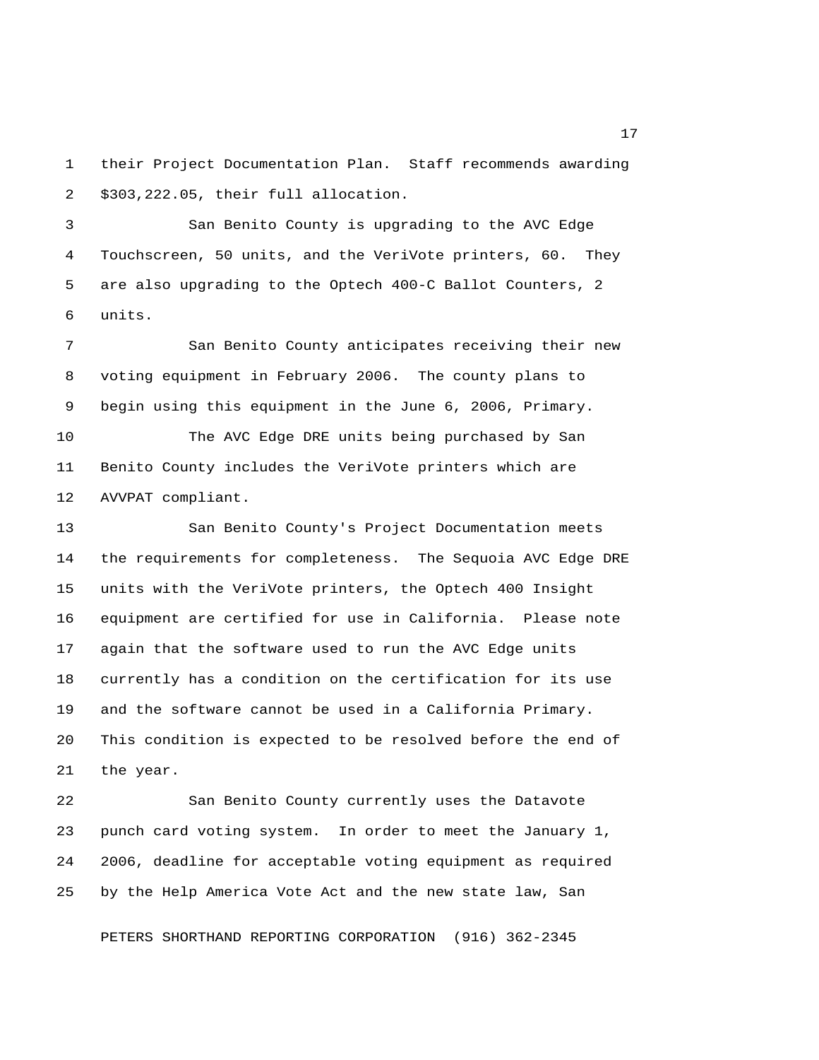their Project Documentation Plan. Staff recommends awarding $303,222.05, their full allocation.

San Benito County is upgrading to the AVC Edge Touchscreen, 50 units, and the VeriVote printers, 60. They are also upgrading to the Optech 400-C Ballot Counters, 2 units.

San Benito County anticipates receiving their new voting equipment in February 2006. The county plans to begin using this equipment in the June 6, 2006, Primary.

The AVC Edge DRE units being purchased by San Benito County includes the VeriVote printers which are AVVPAT compliant.

San Benito County's Project Documentation meets the requirements for completeness. The Sequoia AVC Edge DRE units with the VeriVote printers, the Optech 400 Insight equipment are certified for use in California. Please note again that the software used to run the AVC Edge units currently has a condition on the certification for its use and the software cannot be used in a California Primary. This condition is expected to be resolved before the end of the year.

San Benito County currently uses the Datavote punch card voting system. In order to meet the January 1, 2006, deadline for acceptable voting equipment as required by the Help America Vote Act and the new state law, San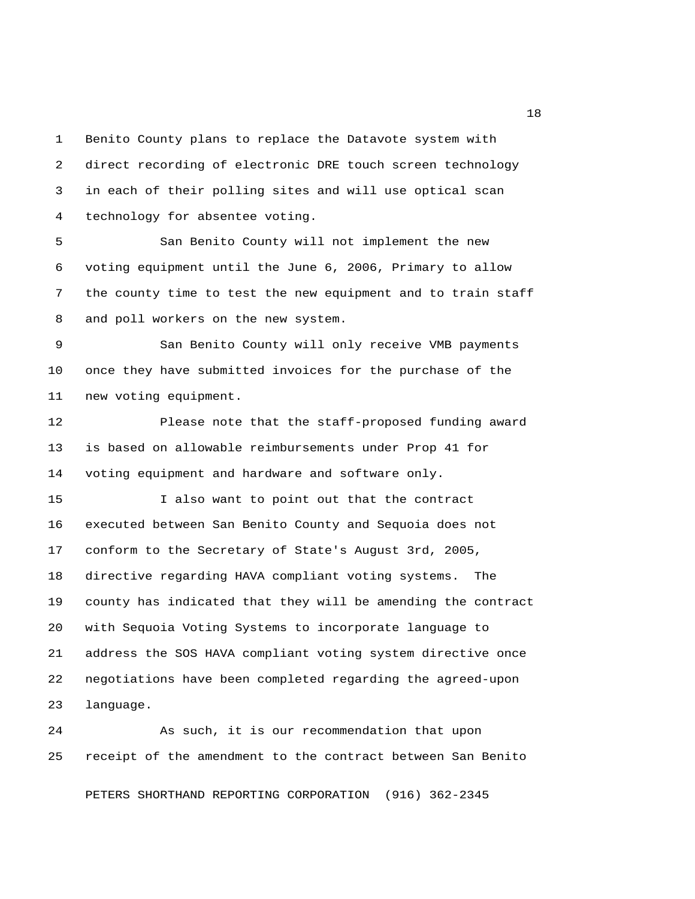Benito County plans to replace the Datavote system with direct recording of electronic DRE touch screen technology in each of their polling sites and will use optical scan technology for absentee voting.

San Benito County will not implement the new voting equipment until the June 6, 2006, Primary to allow the county time to test the new equipment and to train staff and poll workers on the new system.

San Benito County will only receive VMB payments once they have submitted invoices for the purchase of the new voting equipment.

Please note that the staff-proposed funding award is based on allowable reimbursements under Prop 41 for voting equipment and hardware and software only.

I also want to point out that the contract executed between San Benito County and Sequoia does not conform to the Secretary of State's August 3rd, 2005, directive regarding HAVA compliant voting systems. The county has indicated that they will be amending the contract with Sequoia Voting Systems to incorporate language to address the SOS HAVA compliant voting system directive once negotiations have been completed regarding the agreed-upon language.

As such, it is our recommendation that upon receipt of the amendment to the contract between San Benito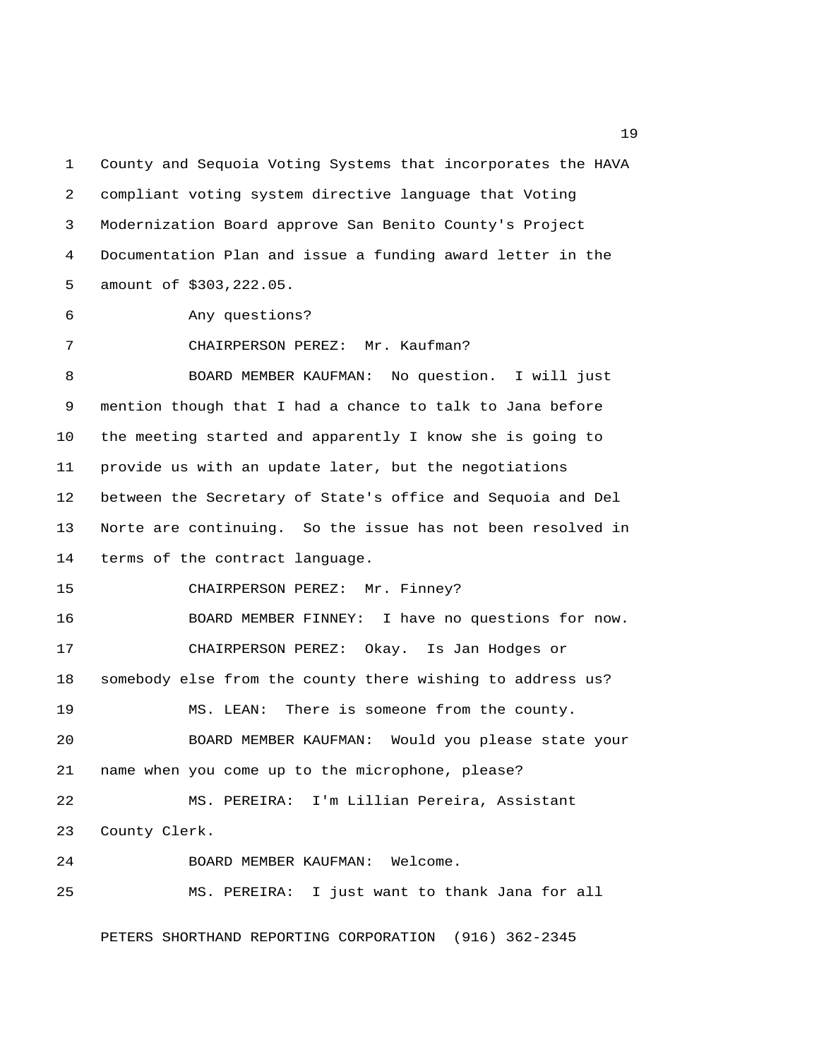County and Sequoia Voting Systems that incorporates the HAVA compliant voting system directive language that Voting Modernization Board approve San Benito County's Project Documentation Plan and issue a funding award letter in the amount of $303,222.05.

Any questions?

CHAIRPERSON PEREZ: Mr. Kaufman?

BOARD MEMBER KAUFMAN: No question. I will just mention though that I had a chance to talk to Jana before the meeting started and apparently I know she is going to provide us with an update later, but the negotiations between the Secretary of State's office and Sequoia and Del Norte are continuing. So the issue has not been resolved in terms of the contract language.

CHAIRPERSON PEREZ: Mr. Finney?

BOARD MEMBER FINNEY: I have no questions for now.

CHAIRPERSON PEREZ: Okay. Is Jan Hodges or somebody else from the county there wishing to address us?

MS. LEAN: There is someone from the county.

BOARD MEMBER KAUFMAN: Would you please state your name when you come up to the microphone, please?

MS. PEREIRA: I'm Lillian Pereira, Assistant County Clerk.

BOARD MEMBER KAUFMAN: Welcome.

MS. PEREIRA: I just want to thank Jana for all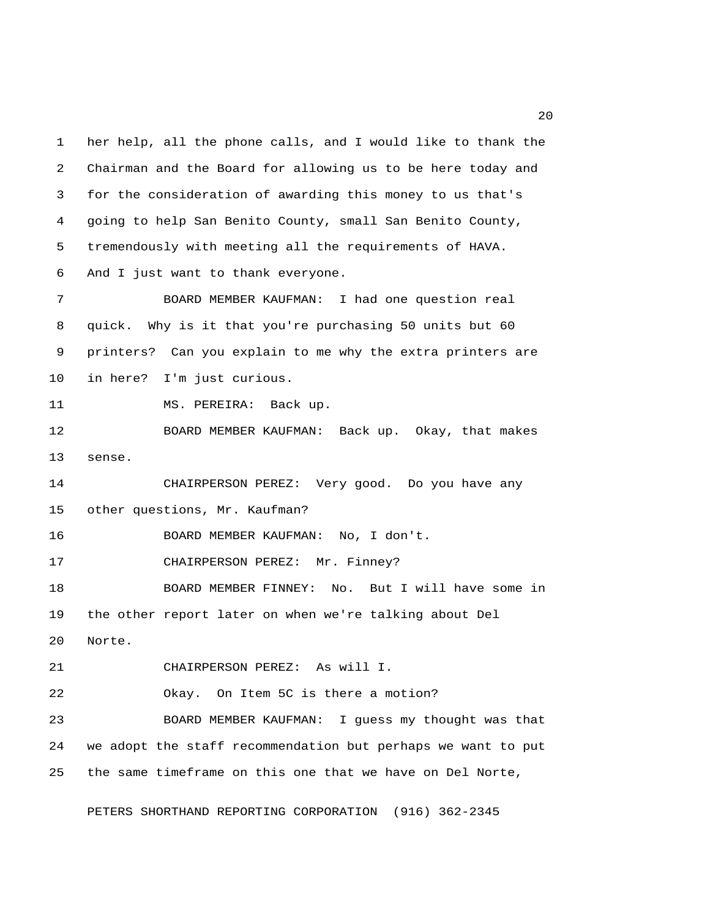her help, all the phone calls, and I would like to thank the Chairman and the Board for allowing us to be here today and for the consideration of awarding this money to us that's going to help San Benito County, small San Benito County, tremendously with meeting all the requirements of HAVA. And I just want to thank everyone.

BOARD MEMBER KAUFMAN: I had one question real quick. Why is it that you're purchasing 50 units but 60 printers? Can you explain to me why the extra printers are in here? I'm just curious.

MS. PEREIRA: Back up.

BOARD MEMBER KAUFMAN: Back up. Okay, that makes sense.

CHAIRPERSON PEREZ: Very good. Do you have any other questions, Mr. Kaufman?

BOARD MEMBER KAUFMAN: No, I don't.

CHAIRPERSON PEREZ: Mr. Finney?

BOARD MEMBER FINNEY: No. But I will have some in the other report later on when we're talking about Del Norte.

CHAIRPERSON PEREZ: As will I.

Okay. On Item 5C is there a motion?

BOARD MEMBER KAUFMAN: I guess my thought was that we adopt the staff recommendation but perhaps we want to put the same timeframe on this one that we have on Del Norte,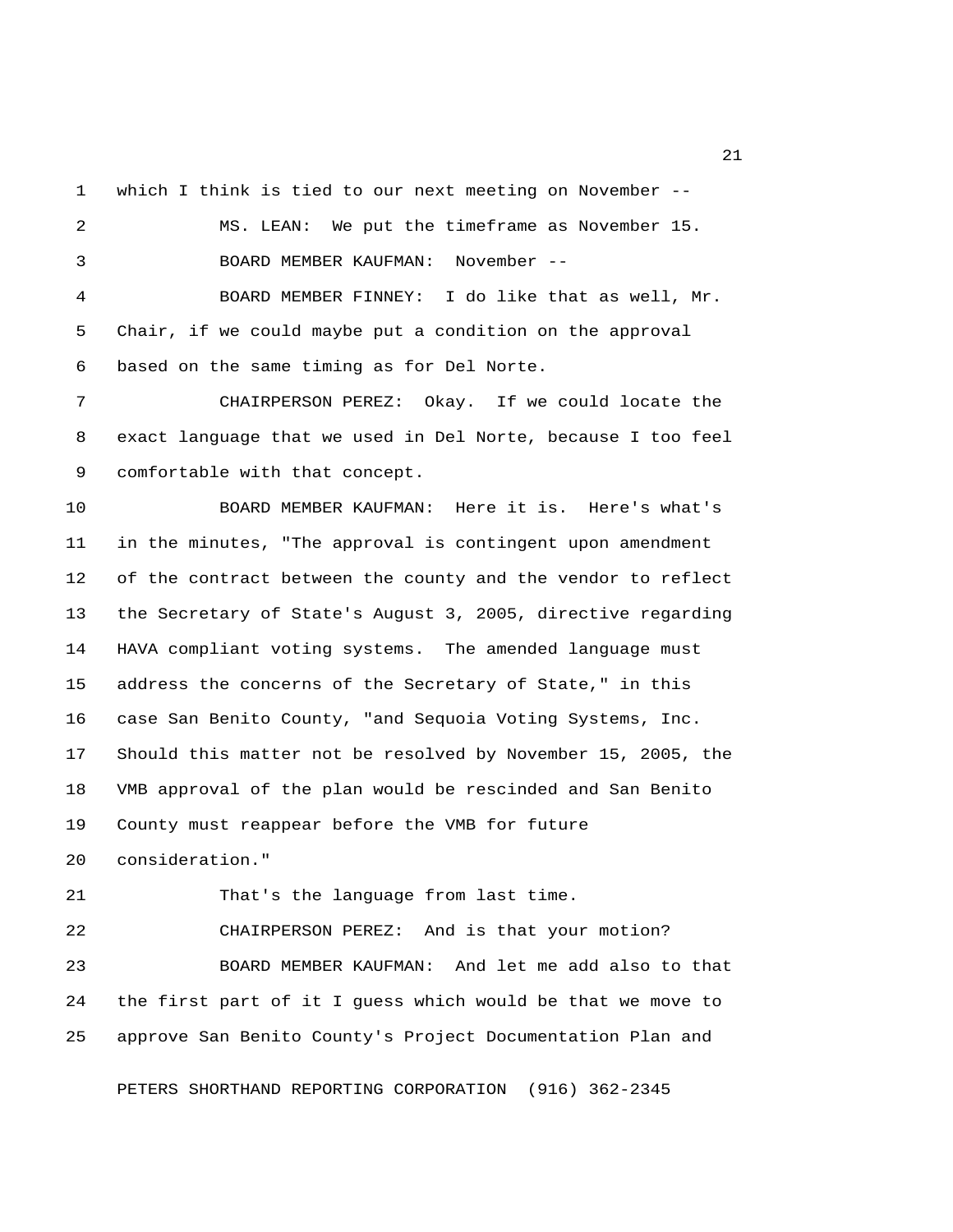which I think is tied to our next meeting on November --

MS. LEAN: We put the timeframe as November 15.

BOARD MEMBER KAUFMAN: November --

BOARD MEMBER FINNEY: I do like that as well, Mr. Chair, if we could maybe put a condition on the approval based on the same timing as for Del Norte.

CHAIRPERSON PEREZ: Okay. If we could locate the exact language that we used in Del Norte, because I too feel comfortable with that concept.

BOARD MEMBER KAUFMAN: Here it is. Here's what's in the minutes, "The approval is contingent upon amendment of the contract between the county and the vendor to reflect the Secretary of State's August 3, 2005, directive regarding HAVA compliant voting systems. The amended language must address the concerns of the Secretary of State," in this case San Benito County, "and Sequoia Voting Systems, Inc. Should this matter not be resolved by November 15, 2005, the VMB approval of the plan would be rescinded and San Benito County must reappear before the VMB for future consideration."

That's the language from last time.

CHAIRPERSON PEREZ: And is that your motion?

BOARD MEMBER KAUFMAN: And let me add also to that the first part of it I guess which would be that we move to approve San Benito County's Project Documentation Plan and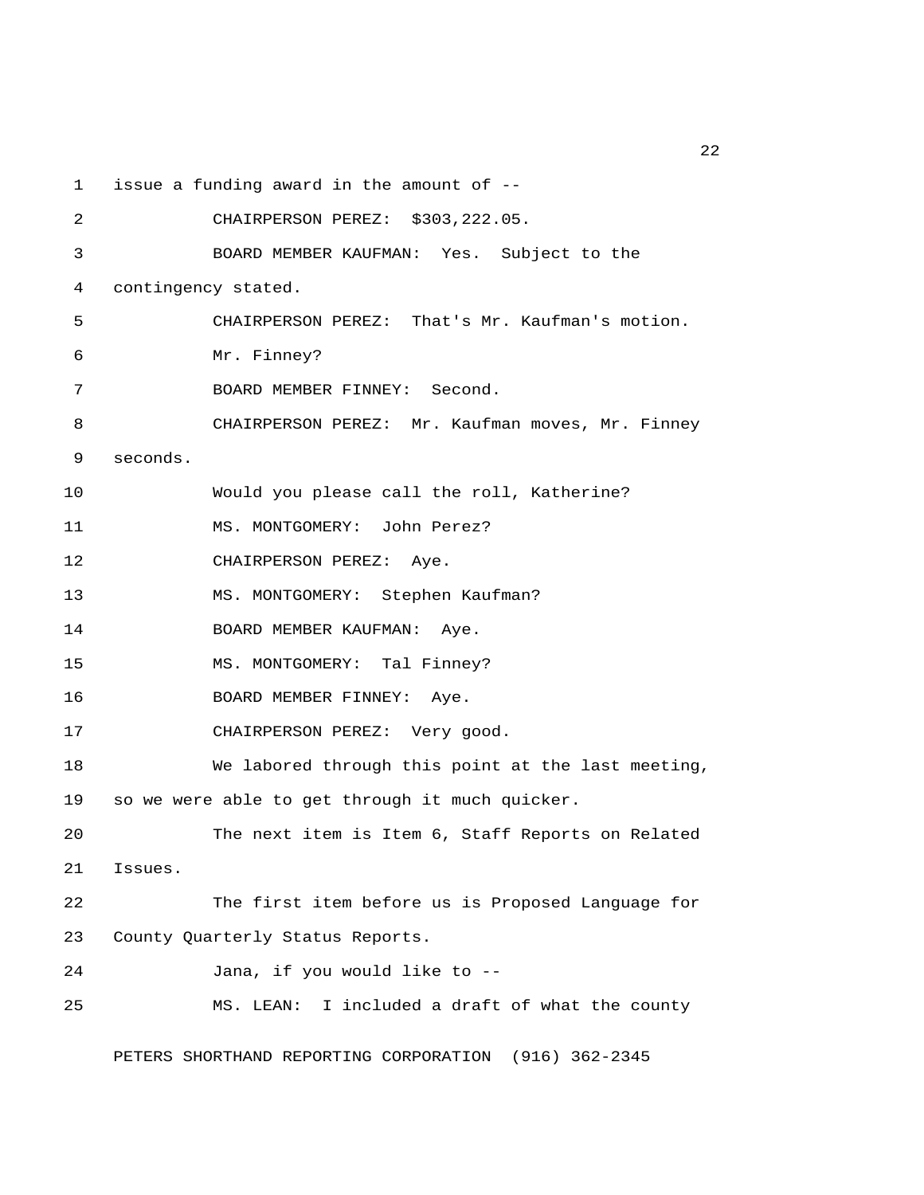issue a funding award in the amount of --

CHAIRPERSON PEREZ: $303,222.05.

BOARD MEMBER KAUFMAN: Yes. Subject to the contingency stated.

CHAIRPERSON PEREZ: That's Mr. Kaufman's motion.

Mr. Finney?

BOARD MEMBER FINNEY: Second.

CHAIRPERSON PEREZ: Mr. Kaufman moves, Mr. Finney seconds.

Would you please call the roll, Katherine?

MS. MONTGOMERY: John Perez?

CHAIRPERSON PEREZ: Aye.

MS. MONTGOMERY: Stephen Kaufman?

BOARD MEMBER KAUFMAN: Aye.

MS. MONTGOMERY: Tal Finney?

BOARD MEMBER FINNEY: Aye.

CHAIRPERSON PEREZ: Very good.

We labored through this point at the last meeting, so we were able to get through it much quicker.

The next item is Item 6, Staff Reports on Related Issues.

The first item before us is Proposed Language for County Quarterly Status Reports.

Jana, if you would like to --

MS. LEAN: I included a draft of what the county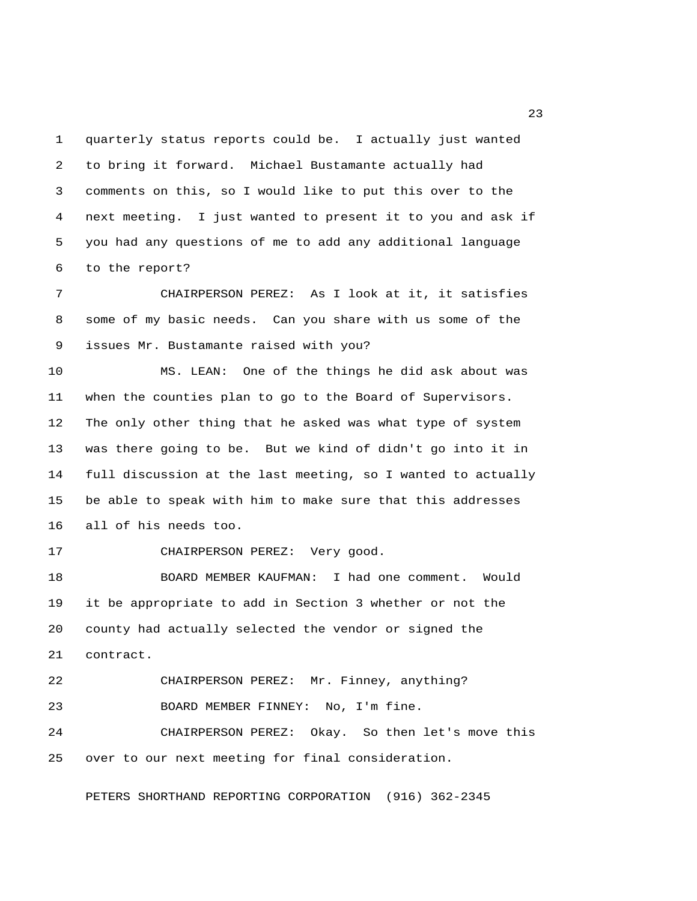quarterly status reports could be. I actually just wanted to bring it forward. Michael Bustamante actually had comments on this, so I would like to put this over to the next meeting. I just wanted to present it to you and ask if you had any questions of me to add any additional language to the report?

CHAIRPERSON PEREZ: As I look at it, it satisfies some of my basic needs. Can you share with us some of the issues Mr. Bustamante raised with you?

MS. LEAN: One of the things he did ask about was when the counties plan to go to the Board of Supervisors. The only other thing that he asked was what type of system was there going to be. But we kind of didn't go into it in full discussion at the last meeting, so I wanted to actually be able to speak with him to make sure that this addresses all of his needs too.

CHAIRPERSON PEREZ: Very good.

BOARD MEMBER KAUFMAN: I had one comment. Would it be appropriate to add in Section 3 whether or not the county had actually selected the vendor or signed the contract.

CHAIRPERSON PEREZ: Mr. Finney, anything?

BOARD MEMBER FINNEY: No, I'm fine.

CHAIRPERSON PEREZ: Okay. So then let's move this over to our next meeting for final consideration.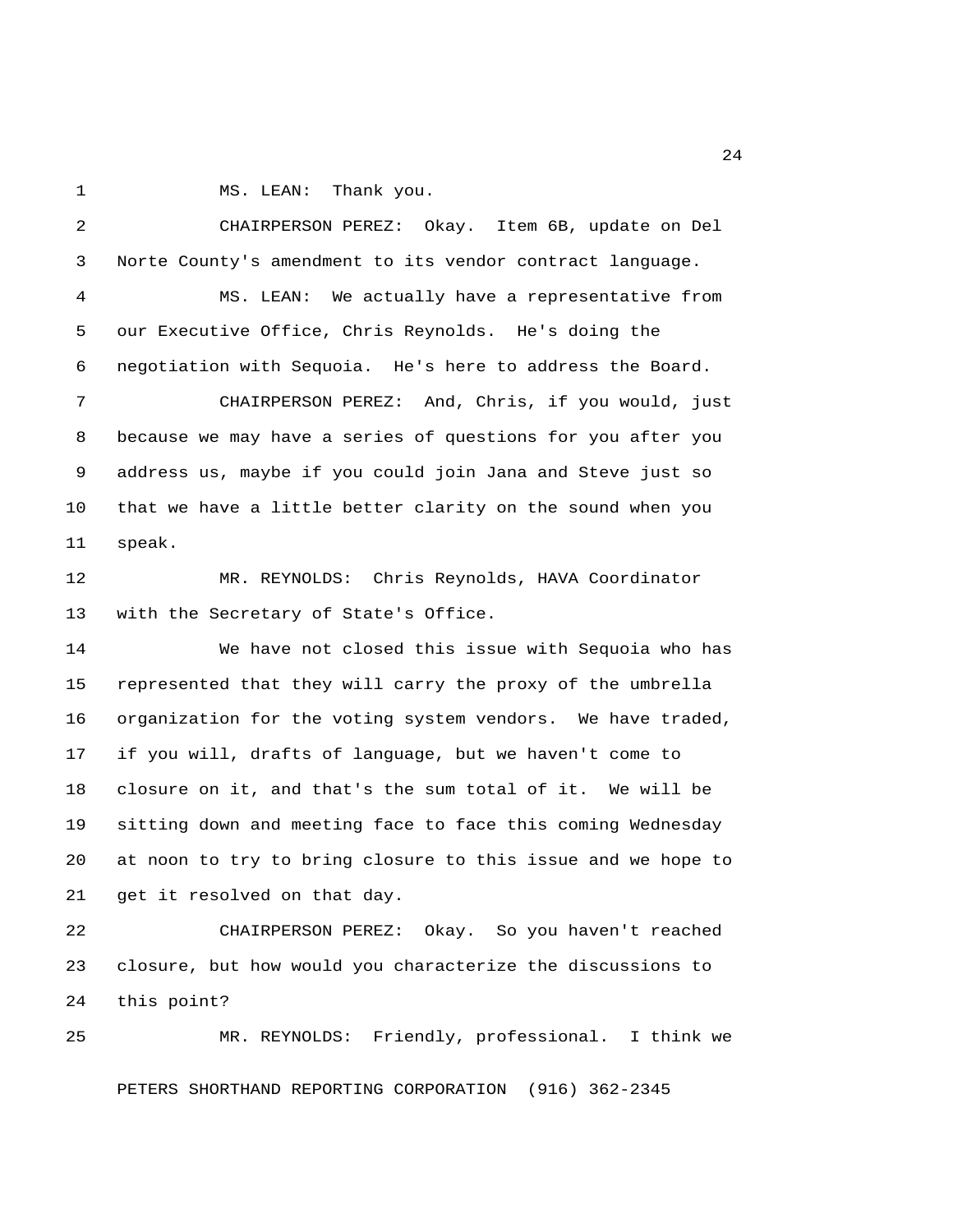MS. LEAN: Thank you.

CHAIRPERSON PEREZ: Okay. Item 6B, update on Del Norte County's amendment to its vendor contract language.

MS. LEAN: We actually have a representative from our Executive Office, Chris Reynolds. He's doing the negotiation with Sequoia. He's here to address the Board.

CHAIRPERSON PEREZ: And, Chris, if you would, just because we may have a series of questions for you after you address us, maybe if you could join Jana and Steve just so that we have a little better clarity on the sound when you speak.

MR. REYNOLDS: Chris Reynolds, HAVA Coordinator with the Secretary of State's Office.

We have not closed this issue with Sequoia who has represented that they will carry the proxy of the umbrella organization for the voting system vendors. We have traded, if you will, drafts of language, but we haven't come to closure on it, and that's the sum total of it. We will be sitting down and meeting face to face this coming Wednesday at noon to try to bring closure to this issue and we hope to get it resolved on that day.

CHAIRPERSON PEREZ: Okay. So you haven't reached closure, but how would you characterize the discussions to this point?

MR. REYNOLDS: Friendly, professional. I think we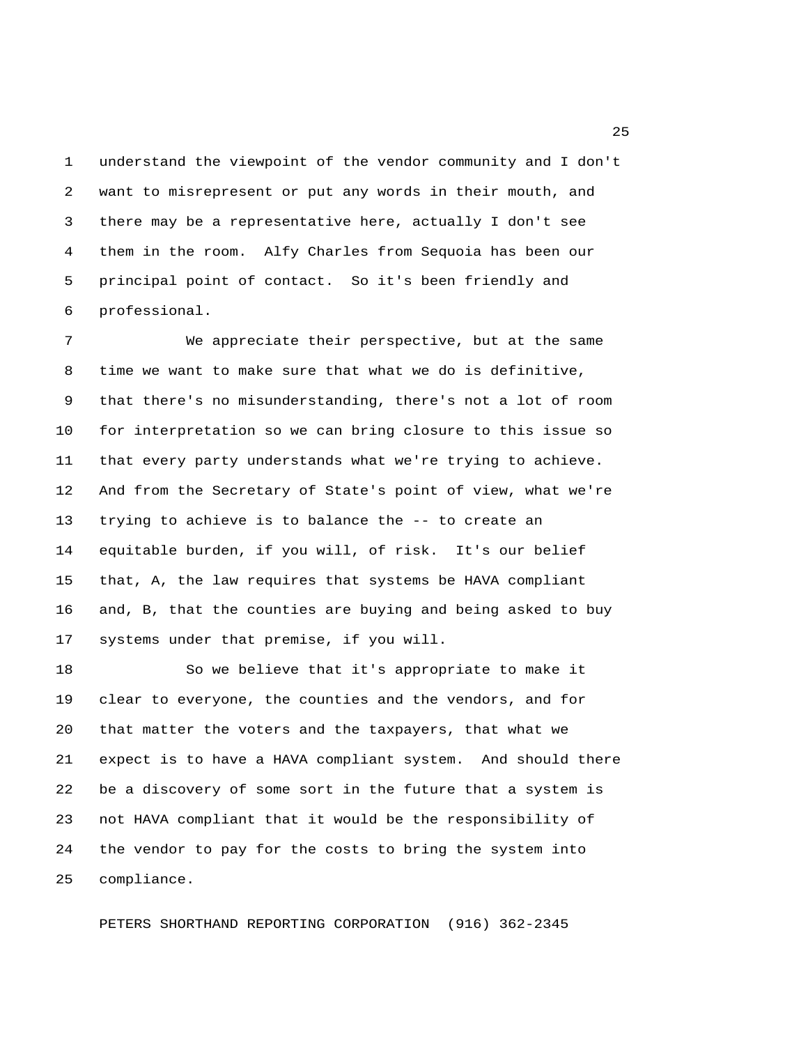understand the viewpoint of the vendor community and I don't want to misrepresent or put any words in their mouth, and there may be a representative here, actually I don't see them in the room. Alfy Charles from Sequoia has been our principal point of contact. So it's been friendly and professional.

We appreciate their perspective, but at the same time we want to make sure that what we do is definitive, that there's no misunderstanding, there's not a lot of room for interpretation so we can bring closure to this issue so that every party understands what we're trying to achieve. And from the Secretary of State's point of view, what we're trying to achieve is to balance the -- to create an equitable burden, if you will, of risk. It's our belief that, A, the law requires that systems be HAVA compliant and, B, that the counties are buying and being asked to buy systems under that premise, if you will.

So we believe that it's appropriate to make it clear to everyone, the counties and the vendors, and for that matter the voters and the taxpayers, that what we expect is to have a HAVA compliant system. And should there be a discovery of some sort in the future that a system is not HAVA compliant that it would be the responsibility of the vendor to pay for the costs to bring the system into compliance.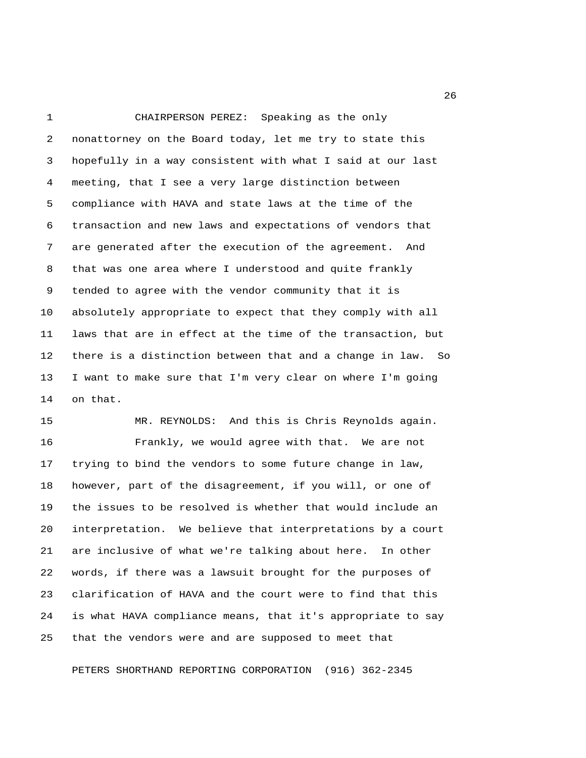CHAIRPERSON PEREZ: Speaking as the only nonattorney on the Board today, let me try to state this hopefully in a way consistent with what I said at our last meeting, that I see a very large distinction between compliance with HAVA and state laws at the time of the transaction and new laws and expectations of vendors that are generated after the execution of the agreement. And that was one area where I understood and quite frankly tended to agree with the vendor community that it is absolutely appropriate to expect that they comply with all laws that are in effect at the time of the transaction, but there is a distinction between that and a change in law. So I want to make sure that I'm very clear on where I'm going on that.

MR. REYNOLDS: And this is Chris Reynolds again.

Frankly, we would agree with that. We are not trying to bind the vendors to some future change in law, however, part of the disagreement, if you will, or one of the issues to be resolved is whether that would include an interpretation. We believe that interpretations by a court are inclusive of what we're talking about here. In other words, if there was a lawsuit brought for the purposes of clarification of HAVA and the court were to find that this is what HAVA compliance means, that it's appropriate to say that the vendors were and are supposed to meet that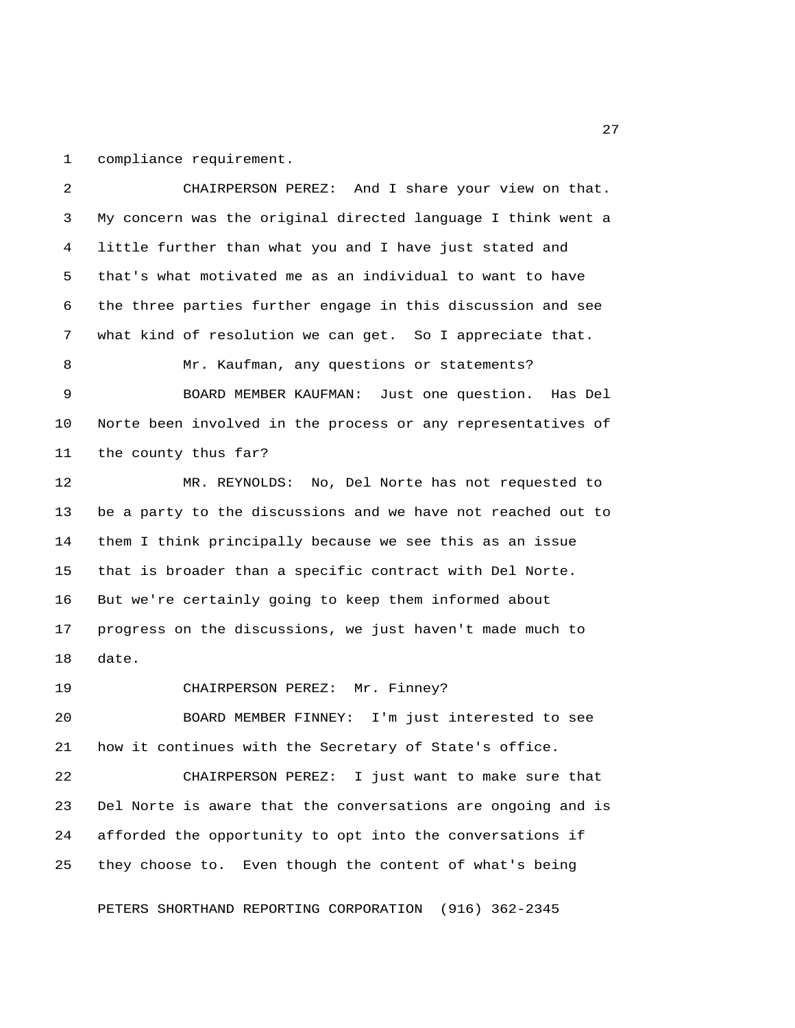compliance requirement.

CHAIRPERSON PEREZ: And I share your view on that. My concern was the original directed language I think went a little further than what you and I have just stated and that's what motivated me as an individual to want to have the three parties further engage in this discussion and see what kind of resolution we can get. So I appreciate that.

Mr. Kaufman, any questions or statements?

BOARD MEMBER KAUFMAN: Just one question. Has Del Norte been involved in the process or any representatives of the county thus far?

MR. REYNOLDS: No, Del Norte has not requested to be a party to the discussions and we have not reached out to them I think principally because we see this as an issue that is broader than a specific contract with Del Norte. But we're certainly going to keep them informed about progress on the discussions, we just haven't made much to date.

CHAIRPERSON PEREZ: Mr. Finney?

BOARD MEMBER FINNEY: I'm just interested to see how it continues with the Secretary of State's office.

CHAIRPERSON PEREZ: I just want to make sure that Del Norte is aware that the conversations are ongoing and is afforded the opportunity to opt into the conversations if they choose to. Even though the content of what's being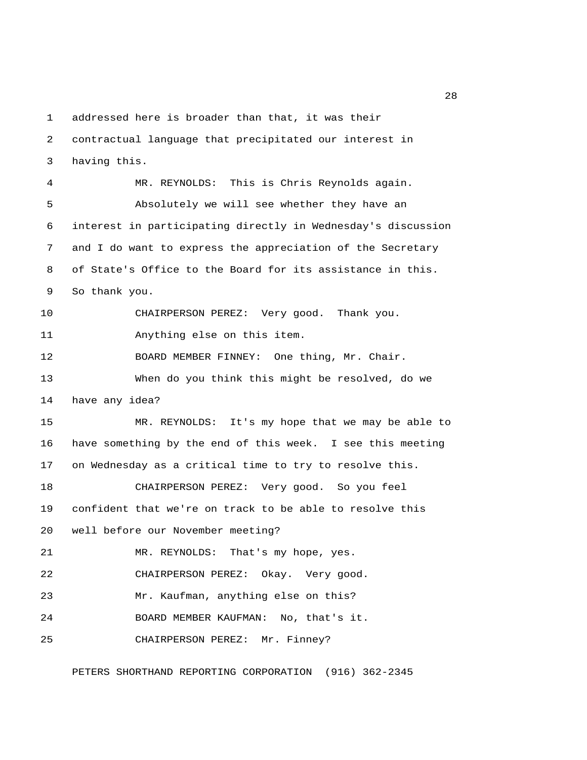addressed here is broader than that, it was their contractual language that precipitated our interest in having this.

MR. REYNOLDS: This is Chris Reynolds again.

Absolutely we will see whether they have an interest in participating directly in Wednesday's discussion and I do want to express the appreciation of the Secretary of State's Office to the Board for its assistance in this. So thank you.

CHAIRPERSON PEREZ: Very good. Thank you.

Anything else on this item.

BOARD MEMBER FINNEY: One thing, Mr. Chair.

When do you think this might be resolved, do we have any idea?

MR. REYNOLDS: It's my hope that we may be able to have something by the end of this week. I see this meeting on Wednesday as a critical time to try to resolve this.

CHAIRPERSON PEREZ: Very good. So you feel confident that we're on track to be able to resolve this well before our November meeting?

MR. REYNOLDS: That's my hope, yes.

CHAIRPERSON PEREZ: Okay. Very good.

Mr. Kaufman, anything else on this?

BOARD MEMBER KAUFMAN: No, that's it.

CHAIRPERSON PEREZ: Mr. Finney?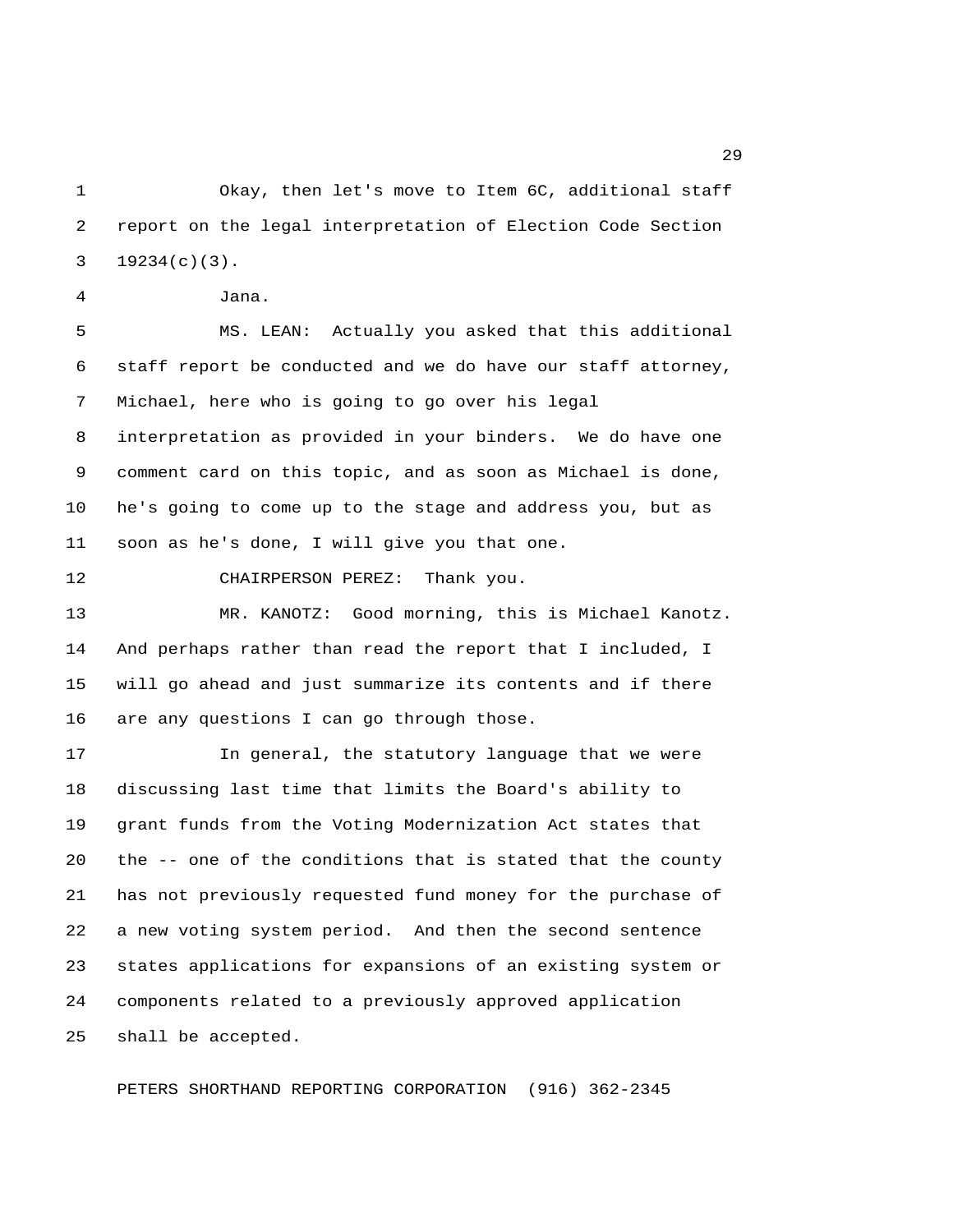Okay, then let's move to Item 6C, additional staff report on the legal interpretation of Election Code Section 19234(c)(3).

Jana.

MS. LEAN: Actually you asked that this additional staff report be conducted and we do have our staff attorney, Michael, here who is going to go over his legal interpretation as provided in your binders. We do have one comment card on this topic, and as soon as Michael is done, he's going to come up to the stage and address you, but as soon as he's done, I will give you that one.

CHAIRPERSON PEREZ: Thank you.

MR. KANOTZ: Good morning, this is Michael Kanotz. And perhaps rather than read the report that I included, I will go ahead and just summarize its contents and if there are any questions I can go through those.

In general, the statutory language that we were discussing last time that limits the Board's ability to grant funds from the Voting Modernization Act states that the -- one of the conditions that is stated that the county has not previously requested fund money for the purchase of a new voting system period. And then the second sentence states applications for expansions of an existing system or components related to a previously approved application shall be accepted.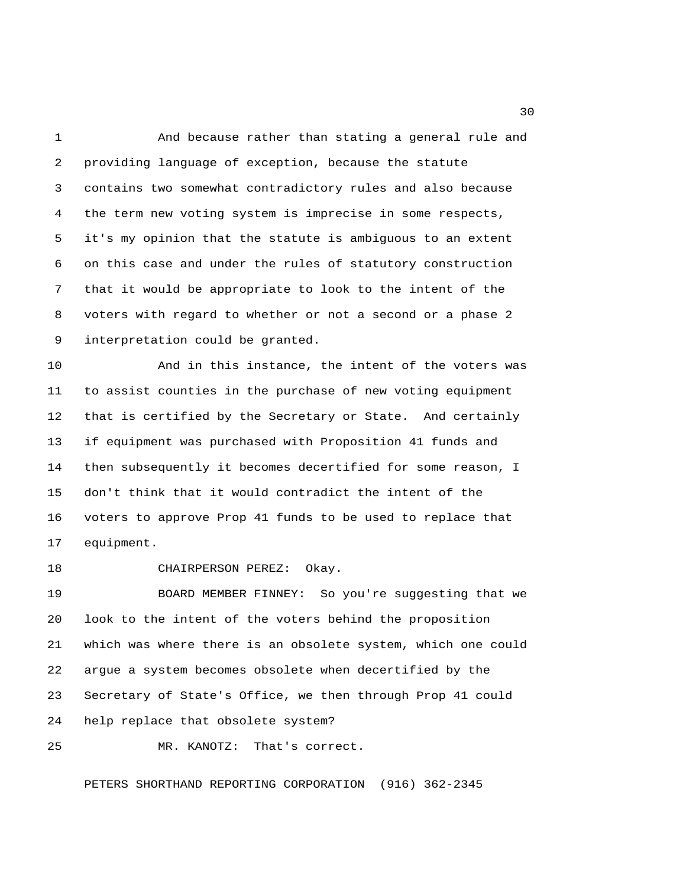And because rather than stating a general rule and providing language of exception, because the statute contains two somewhat contradictory rules and also because the term new voting system is imprecise in some respects, it's my opinion that the statute is ambiguous to an extent on this case and under the rules of statutory construction that it would be appropriate to look to the intent of the voters with regard to whether or not a second or a phase 2 interpretation could be granted.

And in this instance, the intent of the voters was to assist counties in the purchase of new voting equipment that is certified by the Secretary or State. And certainly if equipment was purchased with Proposition 41 funds and then subsequently it becomes decertified for some reason, I don't think that it would contradict the intent of the voters to approve Prop 41 funds to be used to replace that equipment.

CHAIRPERSON PEREZ: Okay.

BOARD MEMBER FINNEY: So you're suggesting that we look to the intent of the voters behind the proposition which was where there is an obsolete system, which one could argue a system becomes obsolete when decertified by the Secretary of State's Office, we then through Prop 41 could help replace that obsolete system?

MR. KANOTZ: That's correct.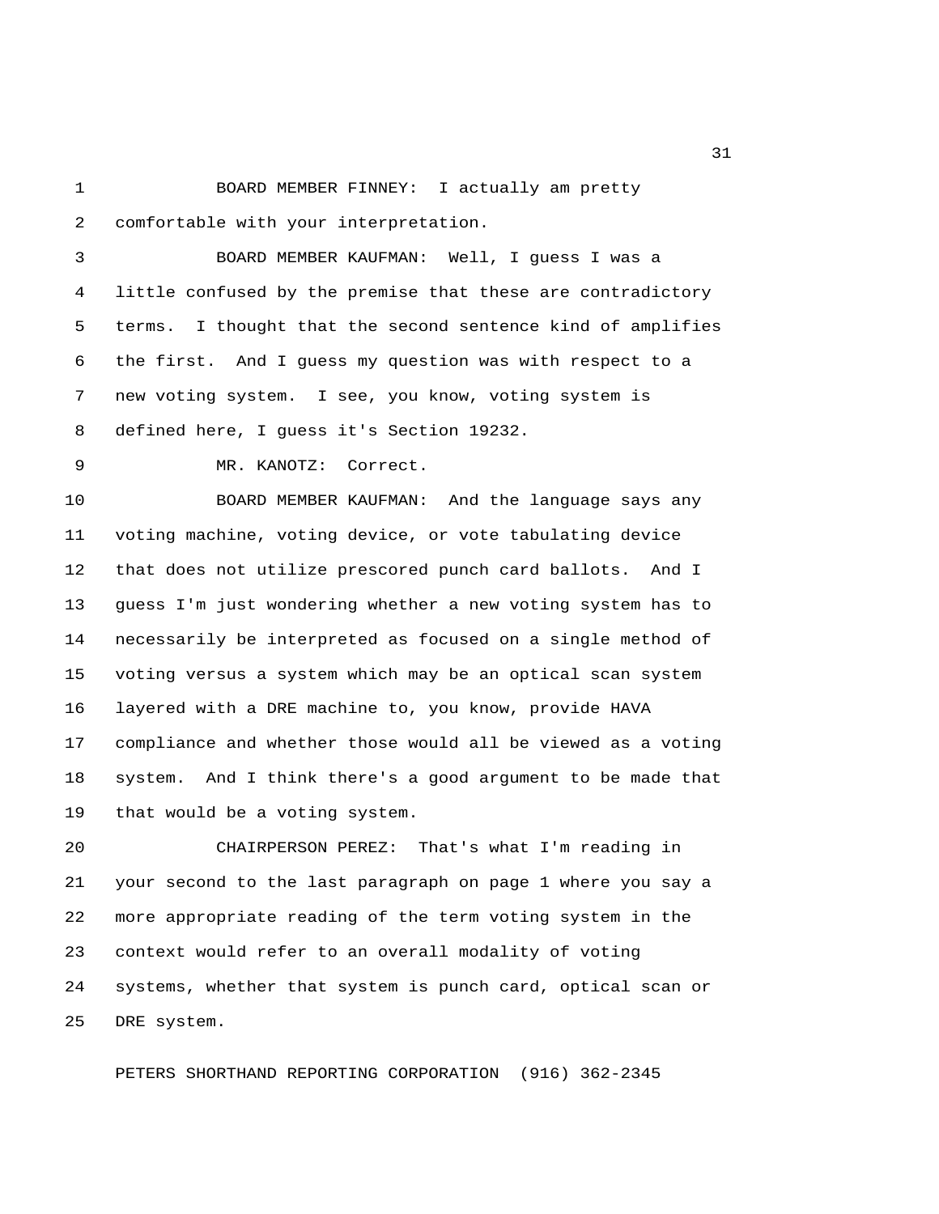BOARD MEMBER FINNEY: I actually am pretty comfortable with your interpretation.

BOARD MEMBER KAUFMAN: Well, I guess I was a little confused by the premise that these are contradictory terms. I thought that the second sentence kind of amplifies the first. And I guess my question was with respect to a new voting system. I see, you know, voting system is defined here, I guess it's Section 19232.

MR. KANOTZ: Correct.

BOARD MEMBER KAUFMAN: And the language says any voting machine, voting device, or vote tabulating device that does not utilize prescored punch card ballots. And I guess I'm just wondering whether a new voting system has to necessarily be interpreted as focused on a single method of voting versus a system which may be an optical scan system layered with a DRE machine to, you know, provide HAVA compliance and whether those would all be viewed as a voting system. And I think there's a good argument to be made that that would be a voting system.

CHAIRPERSON PEREZ: That's what I'm reading in your second to the last paragraph on page 1 where you say a more appropriate reading of the term voting system in the context would refer to an overall modality of voting systems, whether that system is punch card, optical scan or DRE system.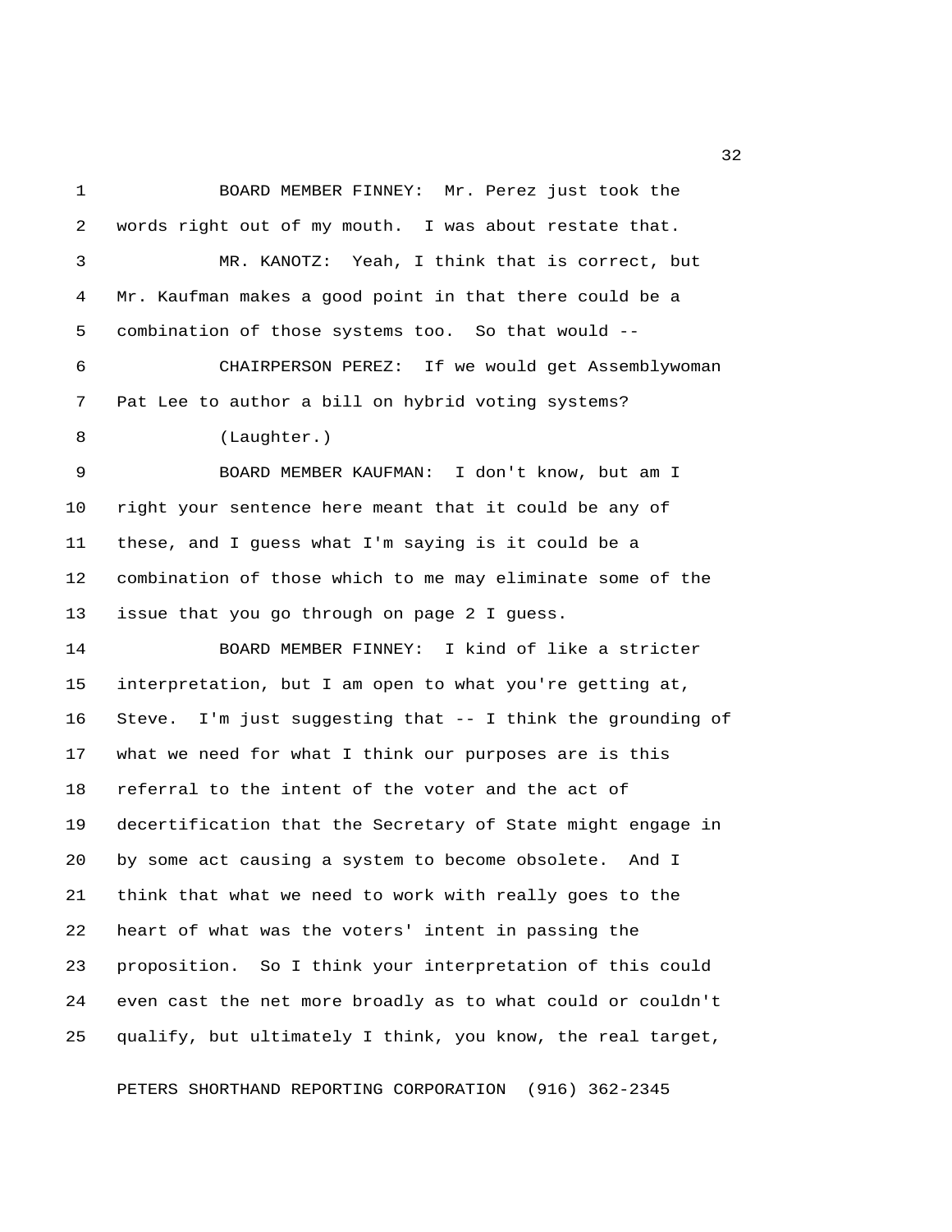BOARD MEMBER FINNEY: Mr. Perez just took the words right out of my mouth. I was about restate that.

MR. KANOTZ: Yeah, I think that is correct, but Mr. Kaufman makes a good point in that there could be a combination of those systems too. So that would --

CHAIRPERSON PEREZ: If we would get Assemblywoman Pat Lee to author a bill on hybrid voting systems?

(Laughter.)

BOARD MEMBER KAUFMAN: I don't know, but am I right your sentence here meant that it could be any of these, and I guess what I'm saying is it could be a combination of those which to me may eliminate some of the issue that you go through on page 2 I guess.

BOARD MEMBER FINNEY: I kind of like a stricter interpretation, but I am open to what you're getting at, Steve. I'm just suggesting that -- I think the grounding of what we need for what I think our purposes are is this referral to the intent of the voter and the act of decertification that the Secretary of State might engage in by some act causing a system to become obsolete. And I think that what we need to work with really goes to the heart of what was the voters' intent in passing the proposition. So I think your interpretation of this could even cast the net more broadly as to what could or couldn't qualify, but ultimately I think, you know, the real target,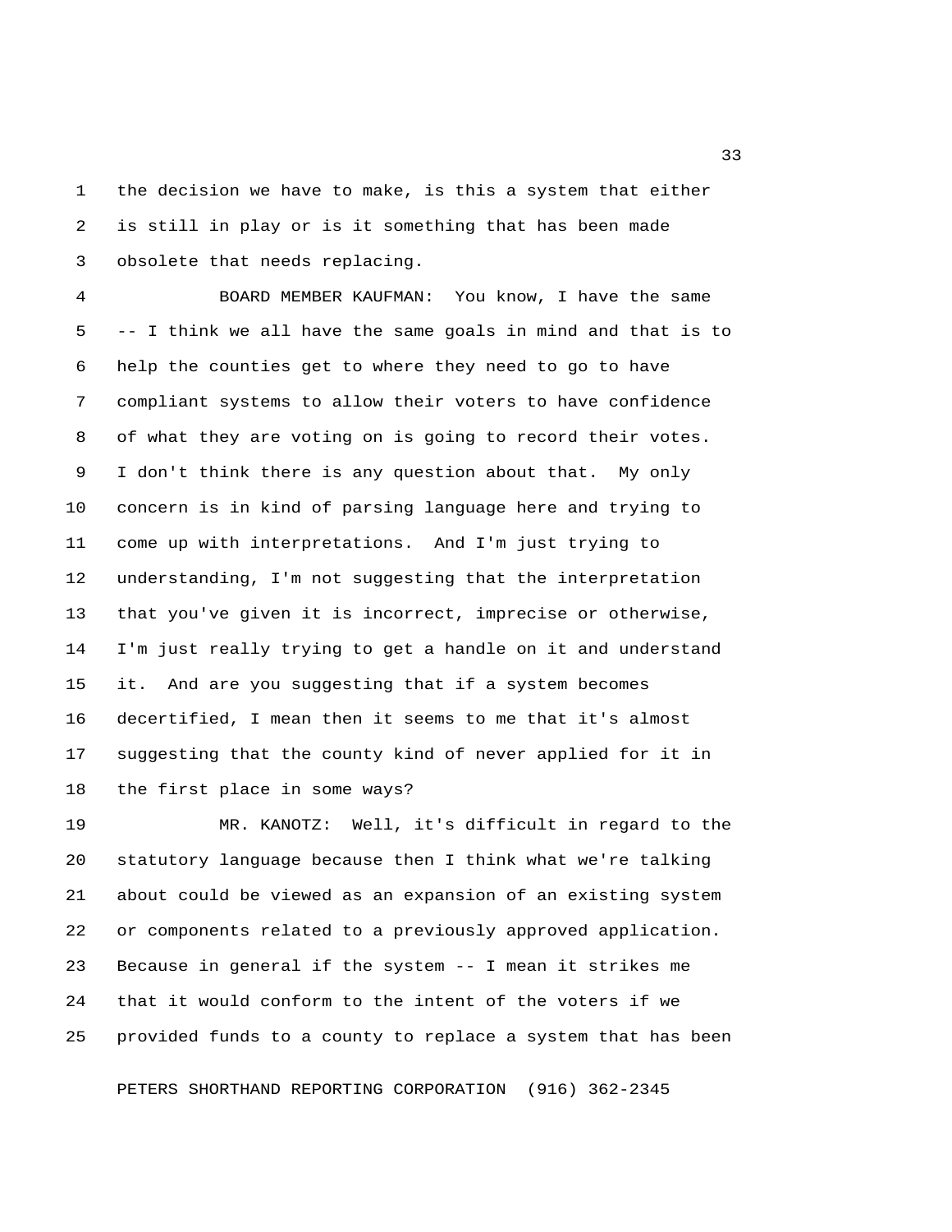the decision we have to make, is this a system that either is still in play or is it something that has been made obsolete that needs replacing.

BOARD MEMBER KAUFMAN: You know, I have the same -- I think we all have the same goals in mind and that is to help the counties get to where they need to go to have compliant systems to allow their voters to have confidence of what they are voting on is going to record their votes. I don't think there is any question about that. My only concern is in kind of parsing language here and trying to come up with interpretations. And I'm just trying to understanding, I'm not suggesting that the interpretation that you've given it is incorrect, imprecise or otherwise, I'm just really trying to get a handle on it and understand it. And are you suggesting that if a system becomes decertified, I mean then it seems to me that it's almost suggesting that the county kind of never applied for it in the first place in some ways?

MR. KANOTZ: Well, it's difficult in regard to the statutory language because then I think what we're talking about could be viewed as an expansion of an existing system or components related to a previously approved application. Because in general if the system -- I mean it strikes me that it would conform to the intent of the voters if we provided funds to a county to replace a system that has been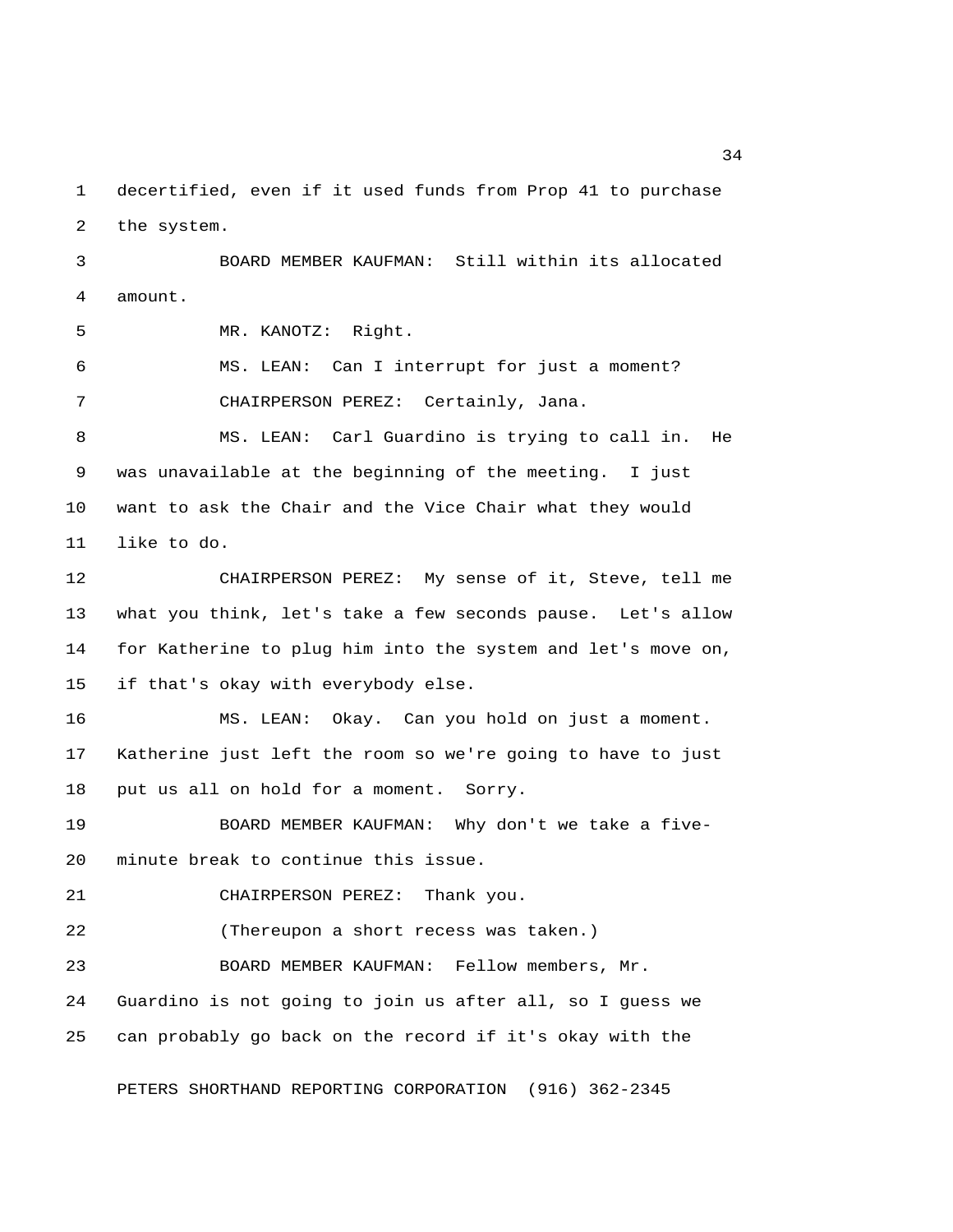decertified, even if it used funds from Prop 41 to purchase the system.

BOARD MEMBER KAUFMAN: Still within its allocated amount.

MR. KANOTZ: Right.

MS. LEAN: Can I interrupt for just a moment?

CHAIRPERSON PEREZ: Certainly, Jana.

MS. LEAN: Carl Guardino is trying to call in. He was unavailable at the beginning of the meeting. I just want to ask the Chair and the Vice Chair what they would like to do.

CHAIRPERSON PEREZ: My sense of it, Steve, tell me what you think, let's take a few seconds pause. Let's allow for Katherine to plug him into the system and let's move on, if that's okay with everybody else.

MS. LEAN: Okay. Can you hold on just a moment. Katherine just left the room so we're going to have to just put us all on hold for a moment. Sorry.

BOARD MEMBER KAUFMAN: Why don't we take a five-minute break to continue this issue.

CHAIRPERSON PEREZ: Thank you.

(Thereupon a short recess was taken.)

BOARD MEMBER KAUFMAN: Fellow members, Mr. Guardino is not going to join us after all, so I guess we can probably go back on the record if it's okay with the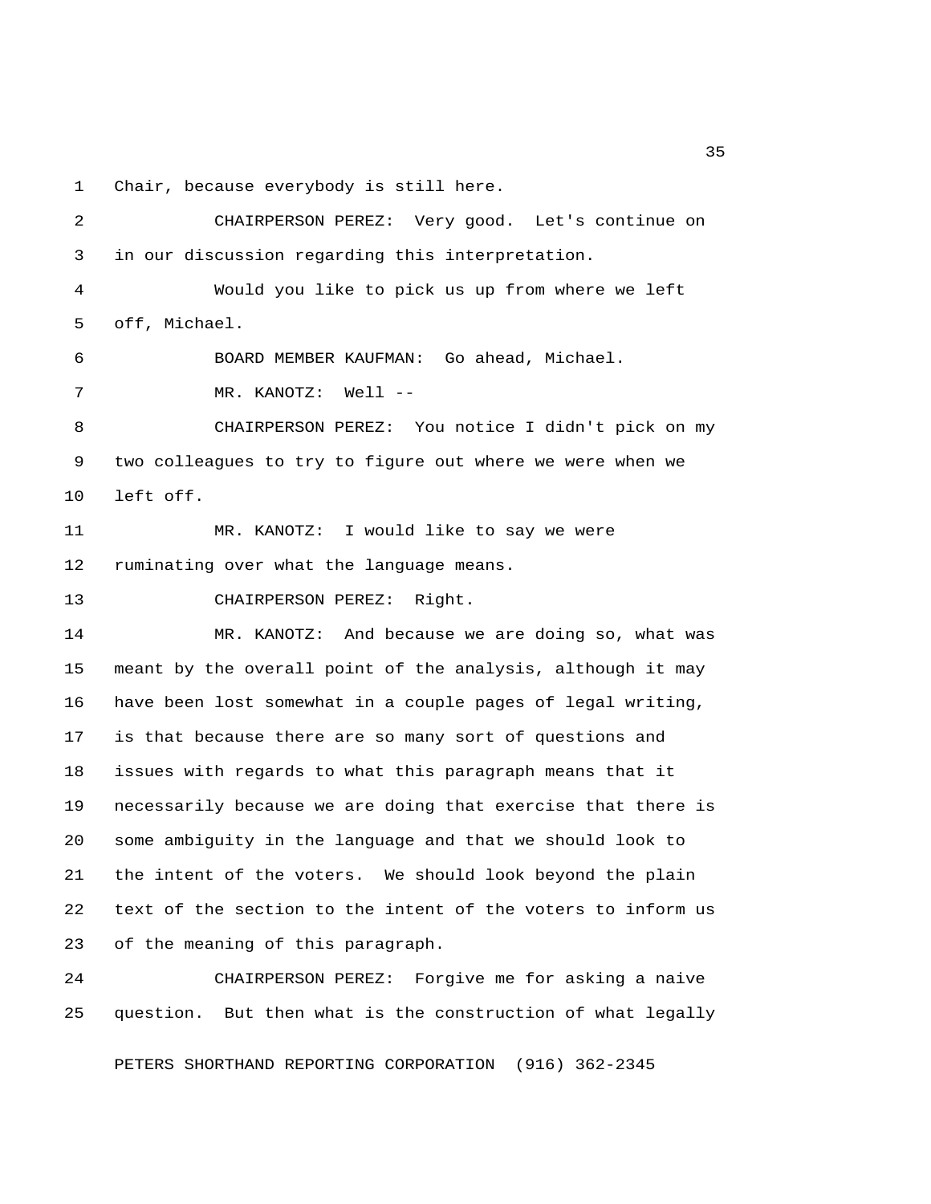Chair, because everybody is still here.

CHAIRPERSON PEREZ: Very good. Let's continue on in our discussion regarding this interpretation.

Would you like to pick us up from where we left off, Michael.

BOARD MEMBER KAUFMAN: Go ahead, Michael.

MR. KANOTZ: Well --

CHAIRPERSON PEREZ: You notice I didn't pick on my two colleagues to try to figure out where we were when we left off.

MR. KANOTZ: I would like to say we were ruminating over what the language means.

CHAIRPERSON PEREZ: Right.

MR. KANOTZ: And because we are doing so, what was meant by the overall point of the analysis, although it may have been lost somewhat in a couple pages of legal writing, is that because there are so many sort of questions and issues with regards to what this paragraph means that it necessarily because we are doing that exercise that there is some ambiguity in the language and that we should look to the intent of the voters. We should look beyond the plain text of the section to the intent of the voters to inform us of the meaning of this paragraph.

CHAIRPERSON PEREZ: Forgive me for asking a naive question. But then what is the construction of what legally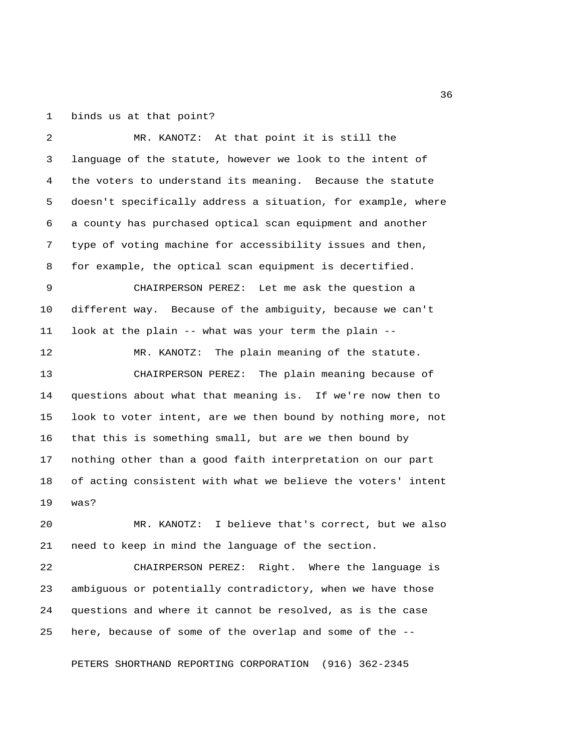binds us at that point?

MR. KANOTZ: At that point it is still the language of the statute, however we look to the intent of the voters to understand its meaning. Because the statute doesn't specifically address a situation, for example, where a county has purchased optical scan equipment and another type of voting machine for accessibility issues and then, for example, the optical scan equipment is decertified.

CHAIRPERSON PEREZ: Let me ask the question a different way. Because of the ambiguity, because we can't look at the plain -- what was your term the plain --

MR. KANOTZ: The plain meaning of the statute.

CHAIRPERSON PEREZ: The plain meaning because of questions about what that meaning is. If we're now then to look to voter intent, are we then bound by nothing more, not that this is something small, but are we then bound by nothing other than a good faith interpretation on our part of acting consistent with what we believe the voters' intent was?

MR. KANOTZ: I believe that's correct, but we also need to keep in mind the language of the section.

CHAIRPERSON PEREZ: Right. Where the language is ambiguous or potentially contradictory, when we have those questions and where it cannot be resolved, as is the case here, because of some of the overlap and some of the --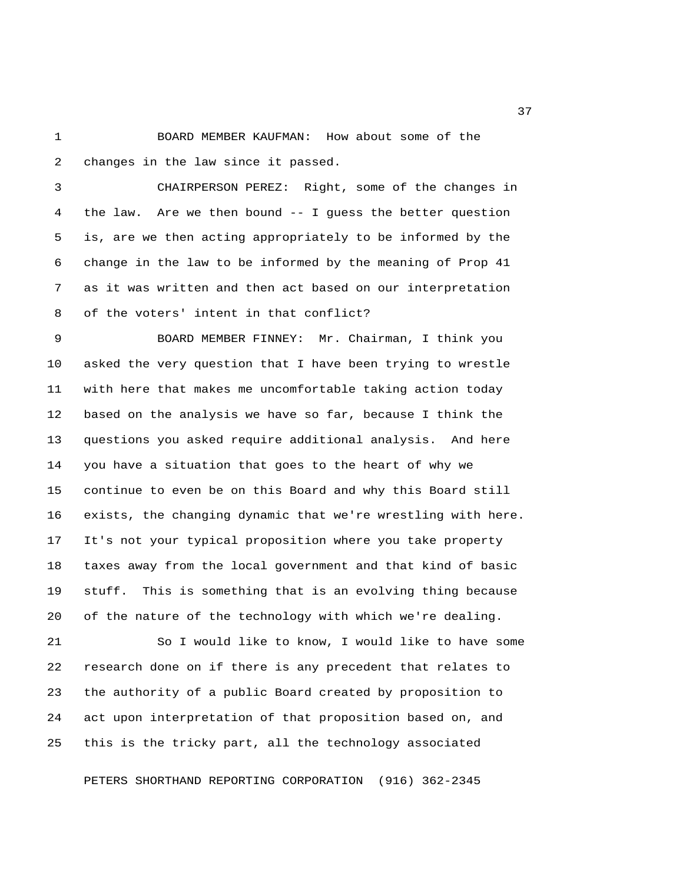BOARD MEMBER KAUFMAN: How about some of the changes in the law since it passed.

CHAIRPERSON PEREZ: Right, some of the changes in the law. Are we then bound -- I guess the better question is, are we then acting appropriately to be informed by the change in the law to be informed by the meaning of Prop 41 as it was written and then act based on our interpretation of the voters' intent in that conflict?

BOARD MEMBER FINNEY: Mr. Chairman, I think you asked the very question that I have been trying to wrestle with here that makes me uncomfortable taking action today based on the analysis we have so far, because I think the questions you asked require additional analysis. And here you have a situation that goes to the heart of why we continue to even be on this Board and why this Board still exists, the changing dynamic that we're wrestling with here. It's not your typical proposition where you take property taxes away from the local government and that kind of basic stuff. This is something that is an evolving thing because of the nature of the technology with which we're dealing.

So I would like to know, I would like to have some research done on if there is any precedent that relates to the authority of a public Board created by proposition to act upon interpretation of that proposition based on, and this is the tricky part, all the technology associated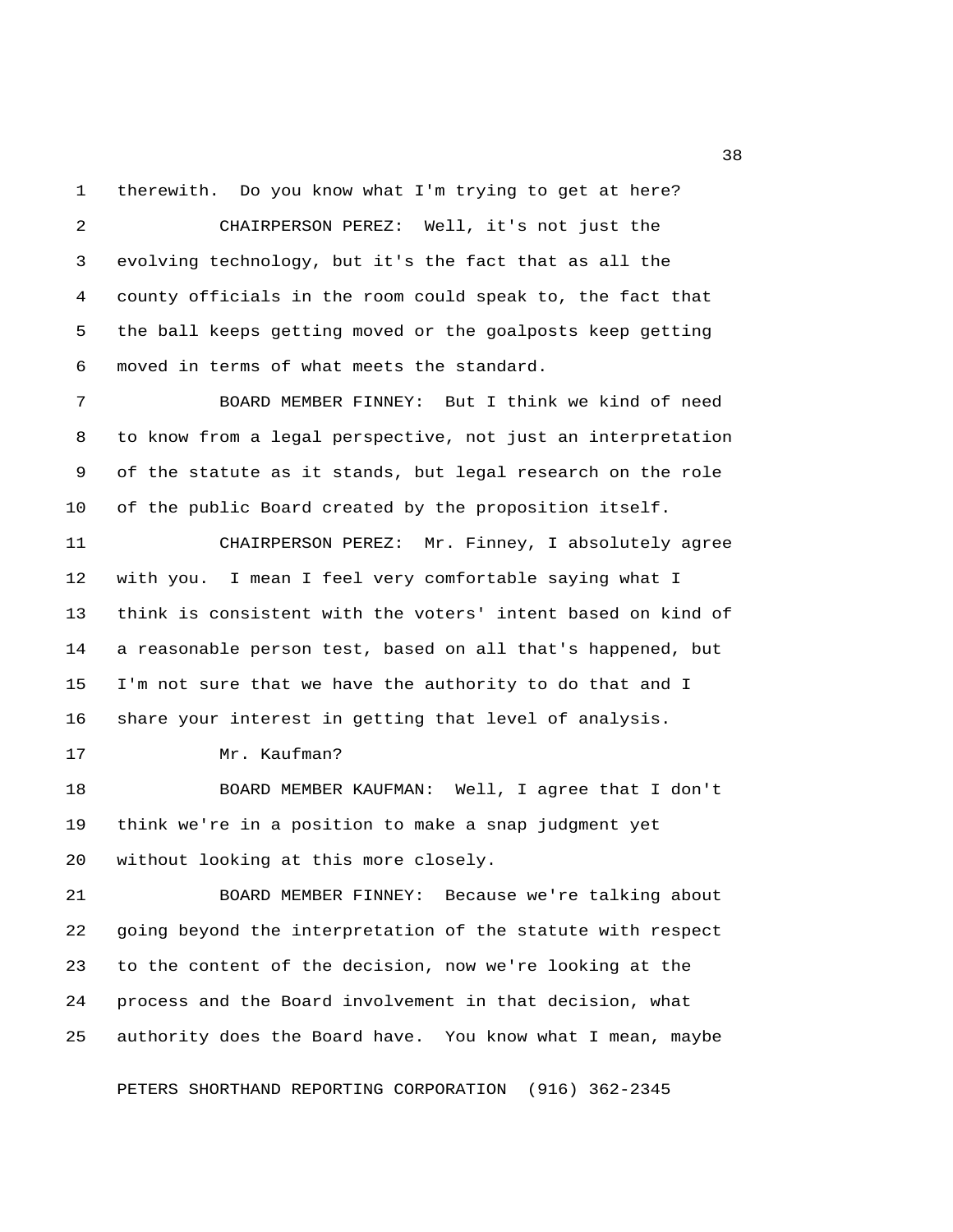therewith. Do you know what I'm trying to get at here?

CHAIRPERSON PEREZ: Well, it's not just the evolving technology, but it's the fact that as all the county officials in the room could speak to, the fact that the ball keeps getting moved or the goalposts keep getting moved in terms of what meets the standard.

BOARD MEMBER FINNEY: But I think we kind of need to know from a legal perspective, not just an interpretation of the statute as it stands, but legal research on the role of the public Board created by the proposition itself.

CHAIRPERSON PEREZ: Mr. Finney, I absolutely agree with you. I mean I feel very comfortable saying what I think is consistent with the voters' intent based on kind of a reasonable person test, based on all that's happened, but I'm not sure that we have the authority to do that and I share your interest in getting that level of analysis.

Mr. Kaufman?

BOARD MEMBER KAUFMAN: Well, I agree that I don't think we're in a position to make a snap judgment yet without looking at this more closely.

BOARD MEMBER FINNEY: Because we're talking about going beyond the interpretation of the statute with respect to the content of the decision, now we're looking at the process and the Board involvement in that decision, what authority does the Board have. You know what I mean, maybe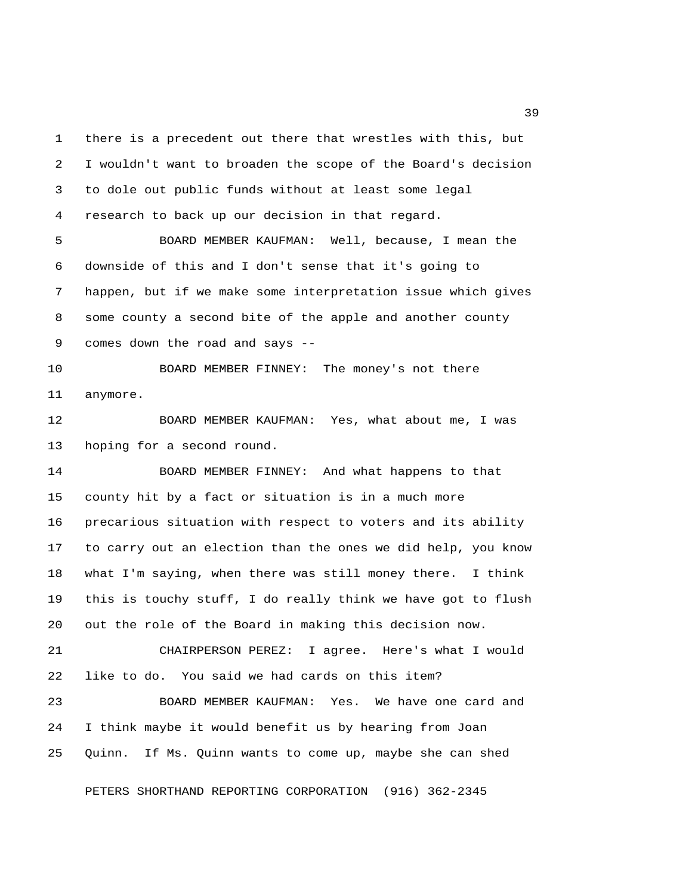there is a precedent out there that wrestles with this, but I wouldn't want to broaden the scope of the Board's decision to dole out public funds without at least some legal research to back up our decision in that regard.

BOARD MEMBER KAUFMAN: Well, because, I mean the downside of this and I don't sense that it's going to happen, but if we make some interpretation issue which gives some county a second bite of the apple and another county comes down the road and says --

BOARD MEMBER FINNEY: The money's not there anymore.

BOARD MEMBER KAUFMAN: Yes, what about me, I was hoping for a second round.

BOARD MEMBER FINNEY: And what happens to that county hit by a fact or situation is in a much more precarious situation with respect to voters and its ability to carry out an election than the ones we did help, you know what I'm saying, when there was still money there. I think this is touchy stuff, I do really think we have got to flush out the role of the Board in making this decision now.

CHAIRPERSON PEREZ: I agree. Here's what I would like to do. You said we had cards on this item?

BOARD MEMBER KAUFMAN: Yes. We have one card and I think maybe it would benefit us by hearing from Joan Quinn. If Ms. Quinn wants to come up, maybe she can shed

PETERS SHORTHAND REPORTING CORPORATION (916) 362-2345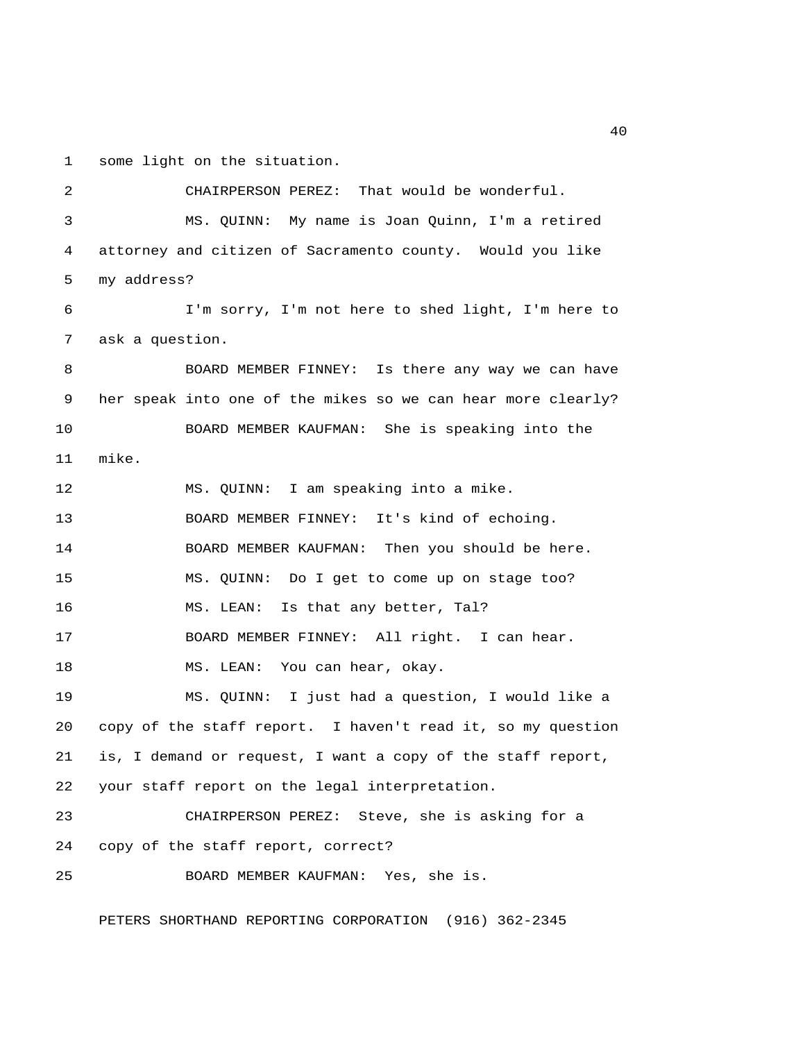some light on the situation.

CHAIRPERSON PEREZ: That would be wonderful.

MS. QUINN: My name is Joan Quinn, I'm a retired attorney and citizen of Sacramento county. Would you like my address?

I'm sorry, I'm not here to shed light, I'm here to ask a question.

BOARD MEMBER FINNEY: Is there any way we can have her speak into one of the mikes so we can hear more clearly?

BOARD MEMBER KAUFMAN: She is speaking into the mike.

MS. QUINN: I am speaking into a mike.

BOARD MEMBER FINNEY: It's kind of echoing.

BOARD MEMBER KAUFMAN: Then you should be here.

MS. QUINN: Do I get to come up on stage too?

MS. LEAN: Is that any better, Tal?

BOARD MEMBER FINNEY: All right. I can hear.

MS. LEAN: You can hear, okay.

MS. QUINN: I just had a question, I would like a copy of the staff report. I haven't read it, so my question is, I demand or request, I want a copy of the staff report, your staff report on the legal interpretation.

CHAIRPERSON PEREZ: Steve, she is asking for a copy of the staff report, correct?

BOARD MEMBER KAUFMAN: Yes, she is.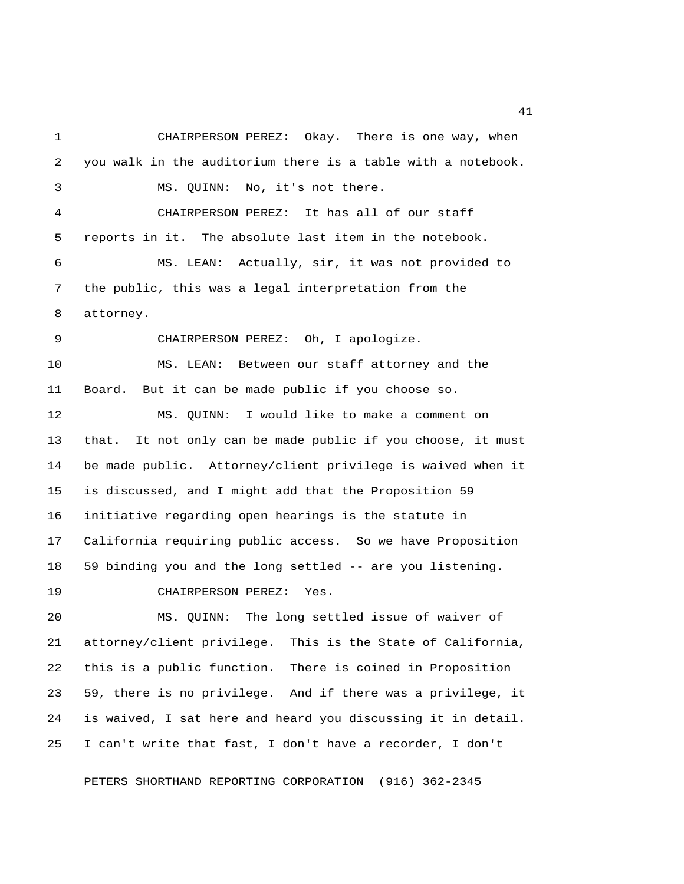CHAIRPERSON PEREZ: Okay. There is one way, when you walk in the auditorium there is a table with a notebook.

MS. QUINN: No, it's not there.

CHAIRPERSON PEREZ: It has all of our staff reports in it. The absolute last item in the notebook.

MS. LEAN: Actually, sir, it was not provided to the public, this was a legal interpretation from the attorney.

CHAIRPERSON PEREZ: Oh, I apologize.

MS. LEAN: Between our staff attorney and the Board. But it can be made public if you choose so.

MS. QUINN: I would like to make a comment on that. It not only can be made public if you choose, it must be made public. Attorney/client privilege is waived when it is discussed, and I might add that the Proposition 59 initiative regarding open hearings is the statute in California requiring public access. So we have Proposition 59 binding you and the long settled -- are you listening.

CHAIRPERSON PEREZ: Yes.

MS. QUINN: The long settled issue of waiver of attorney/client privilege. This is the State of California, this is a public function. There is coined in Proposition 59, there is no privilege. And if there was a privilege, it is waived, I sat here and heard you discussing it in detail. I can't write that fast, I don't have a recorder, I don't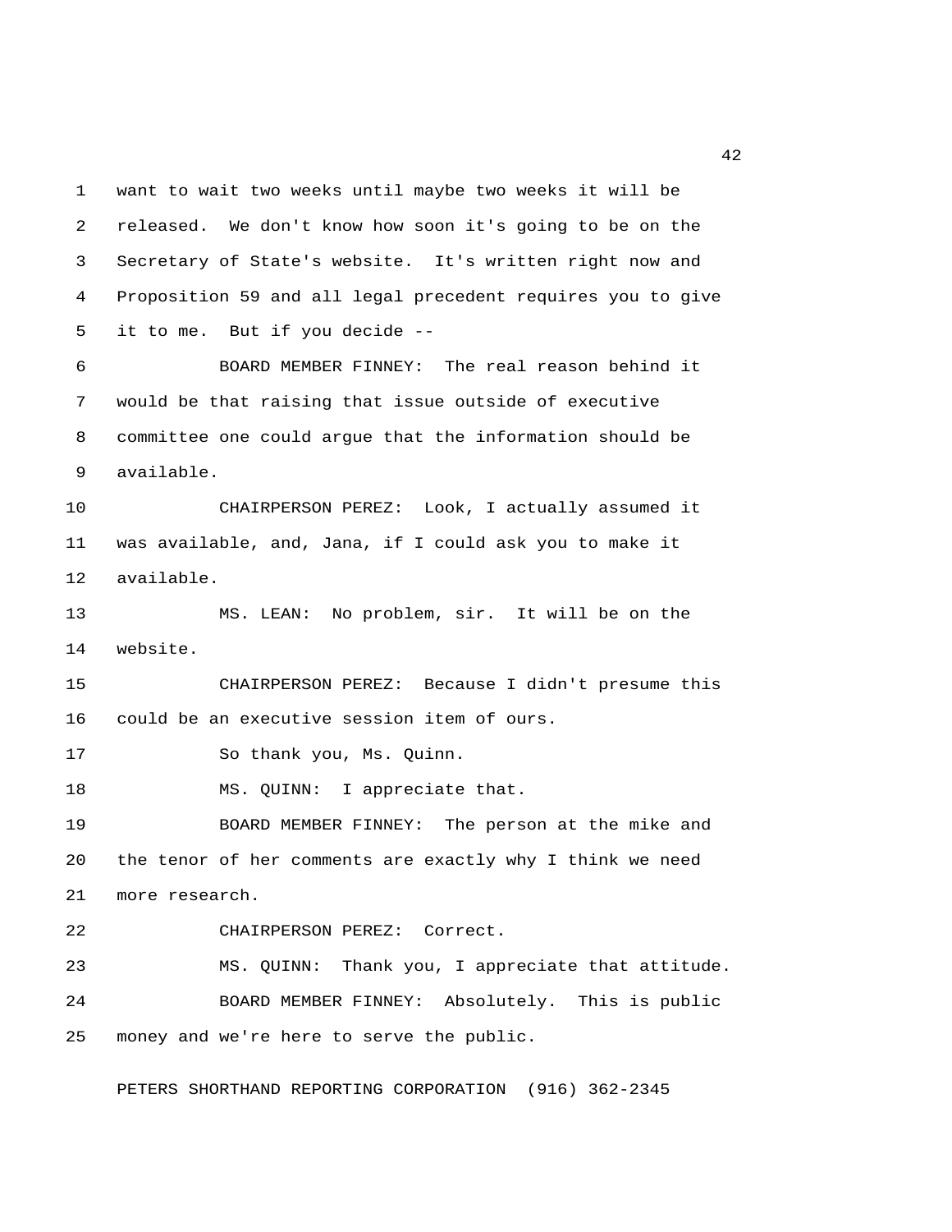want to wait two weeks until maybe two weeks it will be released. We don't know how soon it's going to be on the Secretary of State's website. It's written right now and Proposition 59 and all legal precedent requires you to give it to me. But if you decide --

BOARD MEMBER FINNEY: The real reason behind it would be that raising that issue outside of executive committee one could argue that the information should be available.

CHAIRPERSON PEREZ: Look, I actually assumed it was available, and, Jana, if I could ask you to make it available.

MS. LEAN: No problem, sir. It will be on the website.

CHAIRPERSON PEREZ: Because I didn't presume this could be an executive session item of ours.

So thank you, Ms. Quinn.

MS. QUINN: I appreciate that.

BOARD MEMBER FINNEY: The person at the mike and the tenor of her comments are exactly why I think we need more research.

CHAIRPERSON PEREZ: Correct.

MS. QUINN: Thank you, I appreciate that attitude.

BOARD MEMBER FINNEY: Absolutely. This is public money and we're here to serve the public.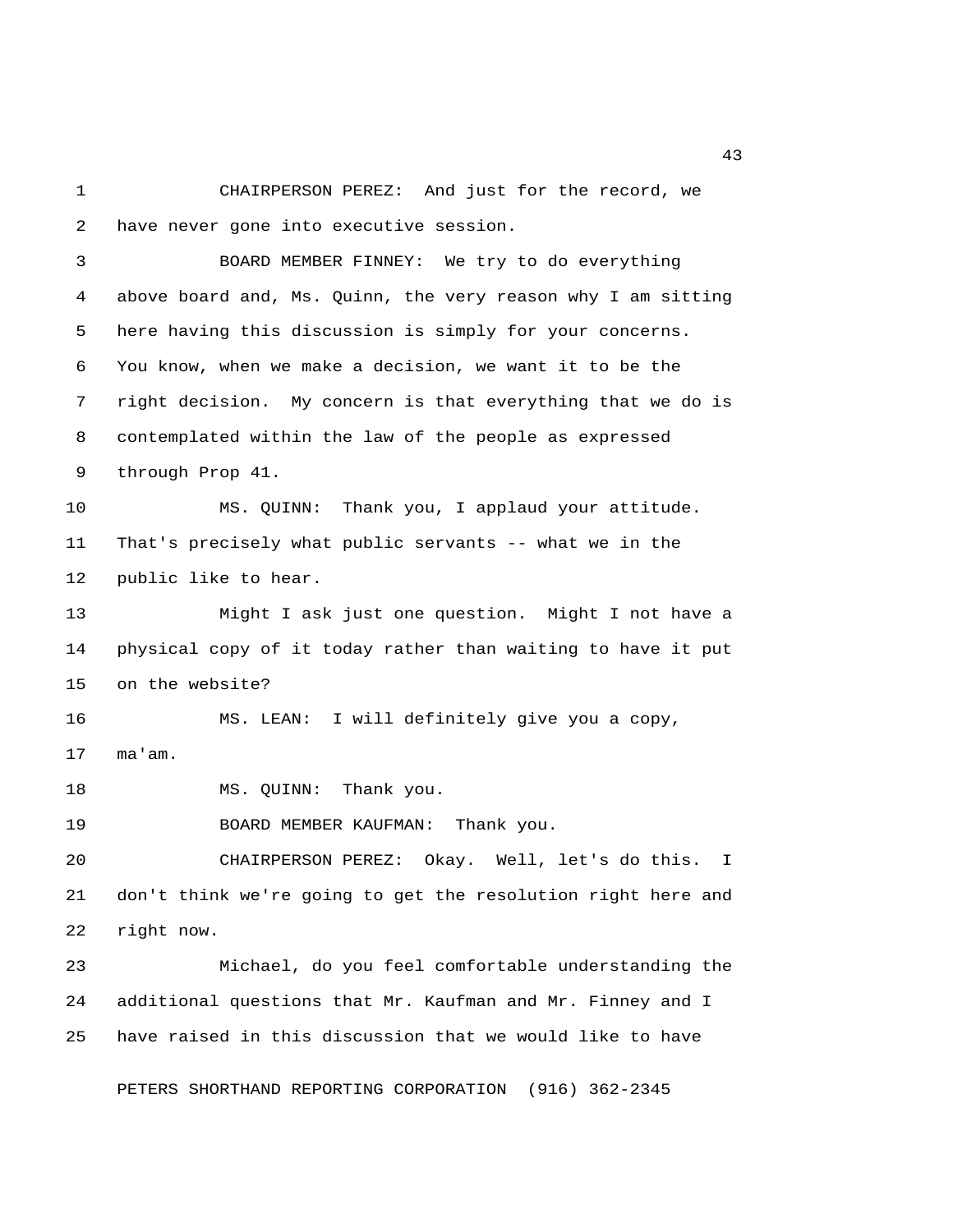CHAIRPERSON PEREZ: And just for the record, we have never gone into executive session.

BOARD MEMBER FINNEY: We try to do everything above board and, Ms. Quinn, the very reason why I am sitting here having this discussion is simply for your concerns. You know, when we make a decision, we want it to be the right decision. My concern is that everything that we do is contemplated within the law of the people as expressed through Prop 41.

MS. QUINN: Thank you, I applaud your attitude. That's precisely what public servants -- what we in the public like to hear.

Might I ask just one question. Might I not have a physical copy of it today rather than waiting to have it put on the website?

MS. LEAN: I will definitely give you a copy, ma'am.

MS. QUINN: Thank you.

BOARD MEMBER KAUFMAN: Thank you.

CHAIRPERSON PEREZ: Okay. Well, let's do this. I don't think we're going to get the resolution right here and right now.

Michael, do you feel comfortable understanding the additional questions that Mr. Kaufman and Mr. Finney and I have raised in this discussion that we would like to have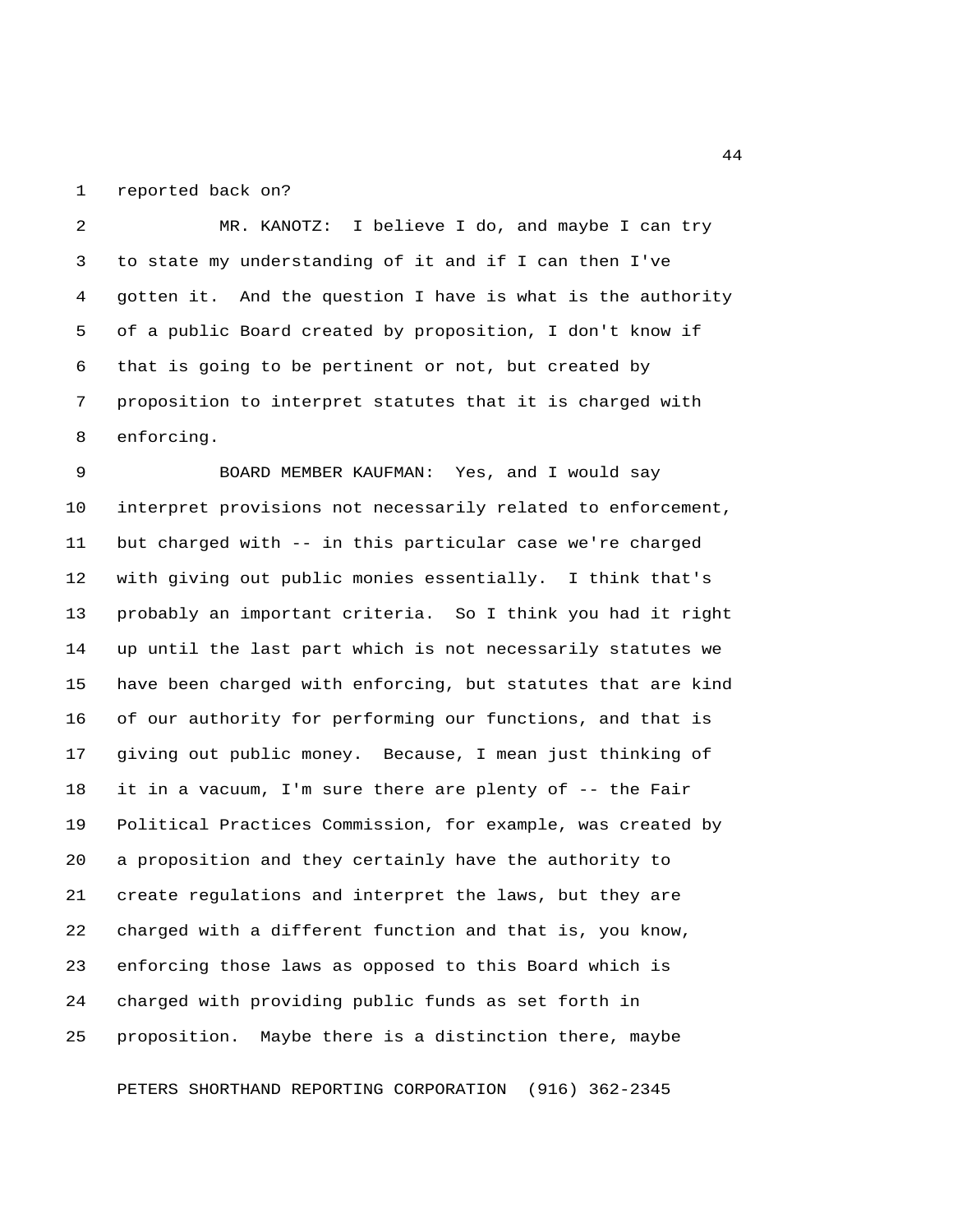reported back on?

MR. KANOTZ: I believe I do, and maybe I can try to state my understanding of it and if I can then I've gotten it. And the question I have is what is the authority of a public Board created by proposition, I don't know if that is going to be pertinent or not, but created by proposition to interpret statutes that it is charged with enforcing.

BOARD MEMBER KAUFMAN: Yes, and I would say interpret provisions not necessarily related to enforcement, but charged with -- in this particular case we're charged with giving out public monies essentially. I think that's probably an important criteria. So I think you had it right up until the last part which is not necessarily statutes we have been charged with enforcing, but statutes that are kind of our authority for performing our functions, and that is giving out public money. Because, I mean just thinking of it in a vacuum, I'm sure there are plenty of -- the Fair Political Practices Commission, for example, was created by a proposition and they certainly have the authority to create regulations and interpret the laws, but they are charged with a different function and that is, you know, enforcing those laws as opposed to this Board which is charged with providing public funds as set forth in proposition. Maybe there is a distinction there, maybe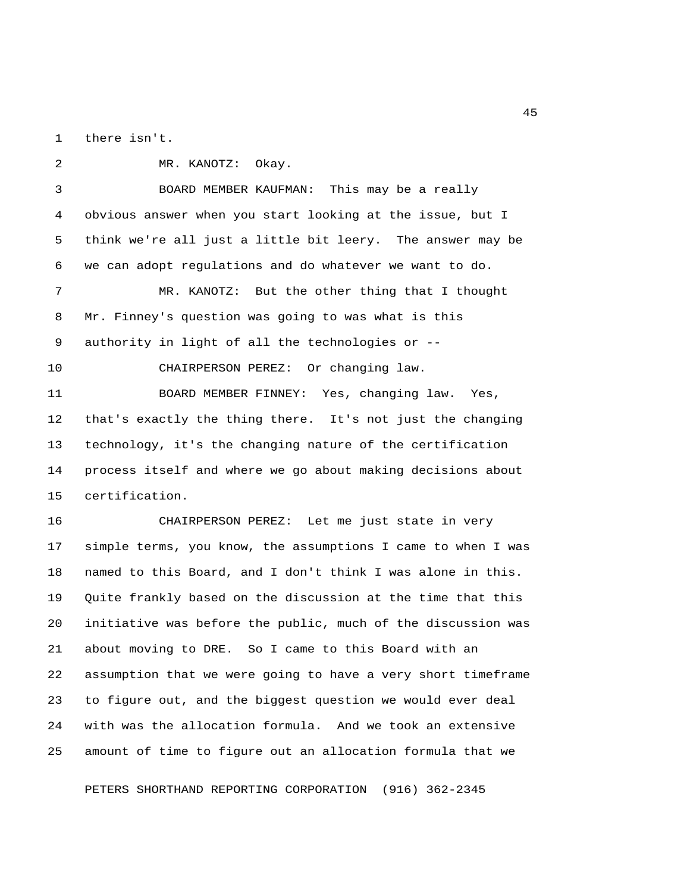there isn't.

MR. KANOTZ: Okay.

BOARD MEMBER KAUFMAN: This may be a really obvious answer when you start looking at the issue, but I think we're all just a little bit leery. The answer may be we can adopt regulations and do whatever we want to do.

MR. KANOTZ: But the other thing that I thought Mr. Finney's question was going to was what is this authority in light of all the technologies or --

CHAIRPERSON PEREZ: Or changing law.

BOARD MEMBER FINNEY: Yes, changing law. Yes, that's exactly the thing there. It's not just the changing technology, it's the changing nature of the certification process itself and where we go about making decisions about certification.

CHAIRPERSON PEREZ: Let me just state in very simple terms, you know, the assumptions I came to when I was named to this Board, and I don't think I was alone in this. Quite frankly based on the discussion at the time that this initiative was before the public, much of the discussion was about moving to DRE. So I came to this Board with an assumption that we were going to have a very short timeframe to figure out, and the biggest question we would ever deal with was the allocation formula. And we took an extensive amount of time to figure out an allocation formula that we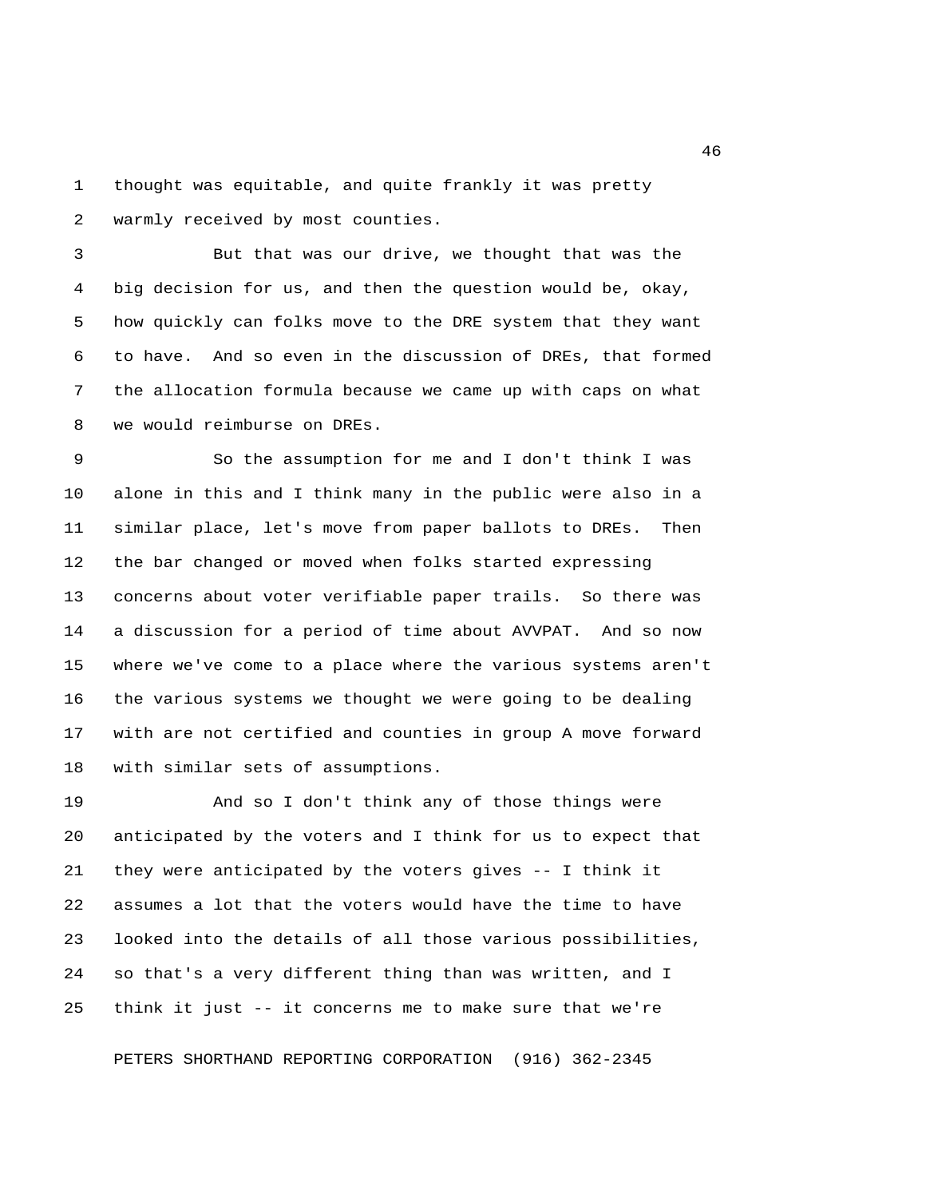thought was equitable, and quite frankly it was pretty warmly received by most counties.

But that was our drive, we thought that was the big decision for us, and then the question would be, okay, how quickly can folks move to the DRE system that they want to have. And so even in the discussion of DREs, that formed the allocation formula because we came up with caps on what we would reimburse on DREs.

So the assumption for me and I don't think I was alone in this and I think many in the public were also in a similar place, let's move from paper ballots to DREs. Then the bar changed or moved when folks started expressing concerns about voter verifiable paper trails. So there was a discussion for a period of time about AVVPAT. And so now where we've come to a place where the various systems aren't the various systems we thought we were going to be dealing with are not certified and counties in group A move forward with similar sets of assumptions.

And so I don't think any of those things were anticipated by the voters and I think for us to expect that they were anticipated by the voters gives -- I think it assumes a lot that the voters would have the time to have looked into the details of all those various possibilities, so that's a very different thing than was written, and I think it just -- it concerns me to make sure that we're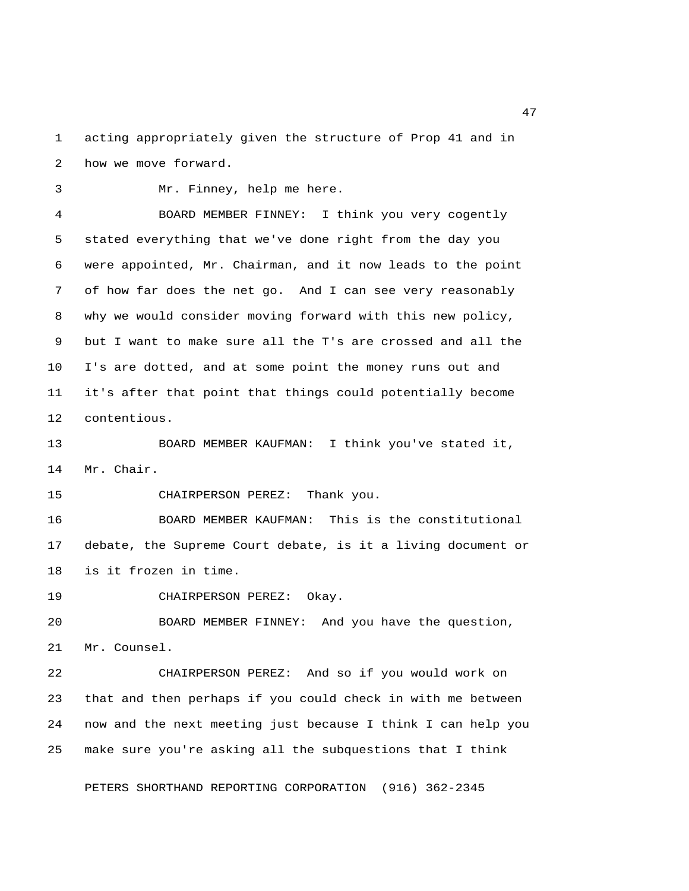acting appropriately given the structure of Prop 41 and in how we move forward.

Mr. Finney, help me here.

BOARD MEMBER FINNEY: I think you very cogently stated everything that we've done right from the day you were appointed, Mr. Chairman, and it now leads to the point of how far does the net go. And I can see very reasonably why we would consider moving forward with this new policy, but I want to make sure all the T's are crossed and all the I's are dotted, and at some point the money runs out and it's after that point that things could potentially become contentious.

BOARD MEMBER KAUFMAN: I think you've stated it, Mr. Chair.

CHAIRPERSON PEREZ: Thank you.

BOARD MEMBER KAUFMAN: This is the constitutional debate, the Supreme Court debate, is it a living document or is it frozen in time.

CHAIRPERSON PEREZ: Okay.

BOARD MEMBER FINNEY: And you have the question, Mr. Counsel.

CHAIRPERSON PEREZ: And so if you would work on that and then perhaps if you could check in with me between now and the next meeting just because I think I can help you make sure you're asking all the subquestions that I think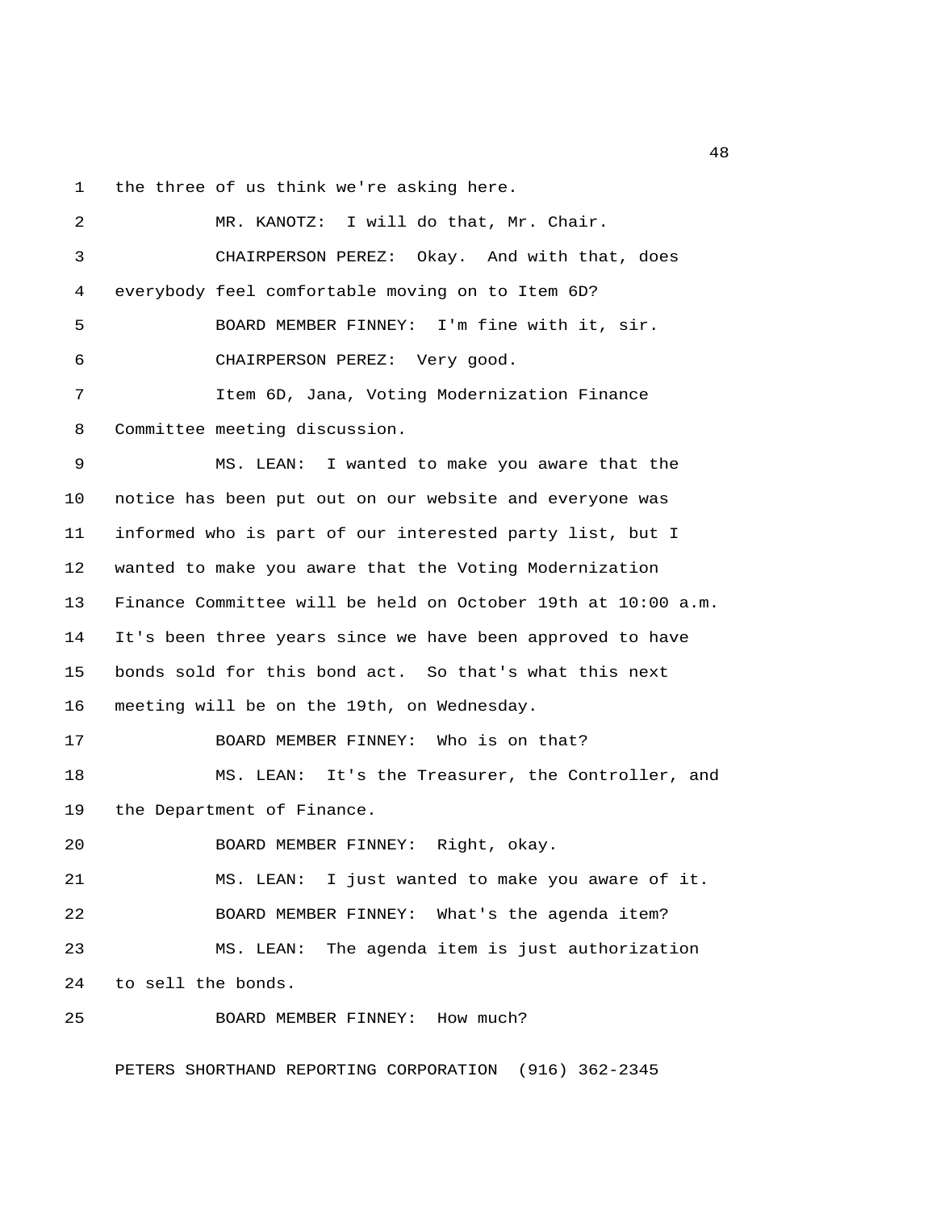the three of us think we're asking here.

MR. KANOTZ: I will do that, Mr. Chair.

CHAIRPERSON PEREZ: Okay. And with that, does everybody feel comfortable moving on to Item 6D?

BOARD MEMBER FINNEY: I'm fine with it, sir.

CHAIRPERSON PEREZ: Very good.

Item 6D, Jana, Voting Modernization Finance Committee meeting discussion.

MS. LEAN: I wanted to make you aware that the notice has been put out on our website and everyone was informed who is part of our interested party list, but I wanted to make you aware that the Voting Modernization Finance Committee will be held on October 19th at 10:00 a.m. It's been three years since we have been approved to have bonds sold for this bond act. So that's what this next meeting will be on the 19th, on Wednesday.

BOARD MEMBER FINNEY: Who is on that?

MS. LEAN: It's the Treasurer, the Controller, and the Department of Finance.

BOARD MEMBER FINNEY: Right, okay.

MS. LEAN: I just wanted to make you aware of it.

BOARD MEMBER FINNEY: What's the agenda item?

MS. LEAN: The agenda item is just authorization to sell the bonds.

BOARD MEMBER FINNEY: How much?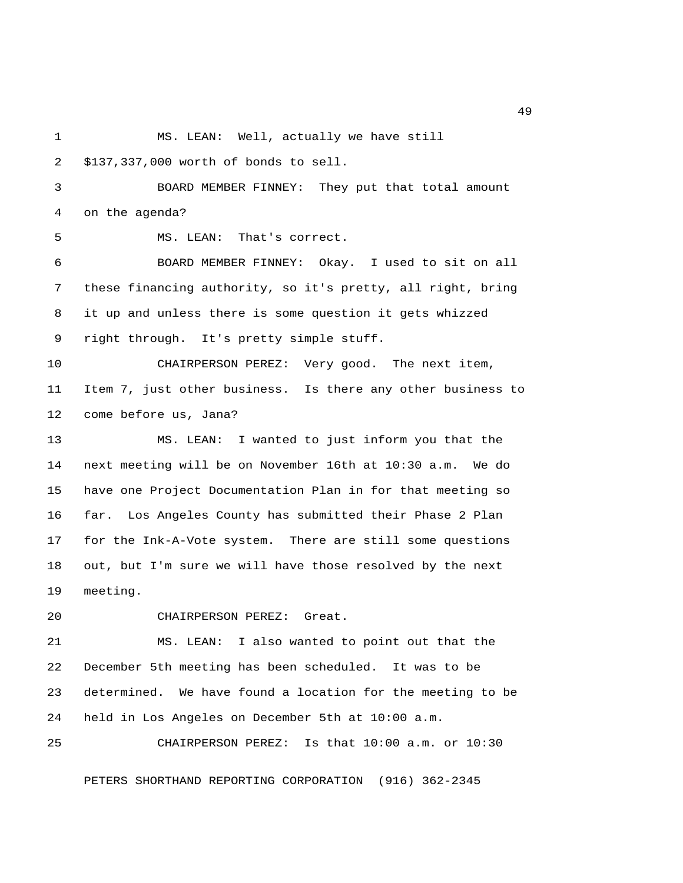MS. LEAN: Well, actually we have still $137,337,000 worth of bonds to sell.

BOARD MEMBER FINNEY: They put that total amount on the agenda?

MS. LEAN: That's correct.

BOARD MEMBER FINNEY: Okay. I used to sit on all these financing authority, so it's pretty, all right, bring it up and unless there is some question it gets whizzed right through. It's pretty simple stuff.

CHAIRPERSON PEREZ: Very good. The next item, Item 7, just other business. Is there any other business to come before us, Jana?

MS. LEAN: I wanted to just inform you that the next meeting will be on November 16th at 10:30 a.m. We do have one Project Documentation Plan in for that meeting so far. Los Angeles County has submitted their Phase 2 Plan for the Ink-A-Vote system. There are still some questions out, but I'm sure we will have those resolved by the next meeting.

CHAIRPERSON PEREZ: Great.

MS. LEAN: I also wanted to point out that the December 5th meeting has been scheduled. It was to be determined. We have found a location for the meeting to be held in Los Angeles on December 5th at 10:00 a.m.

CHAIRPERSON PEREZ: Is that 10:00 a.m. or 10:30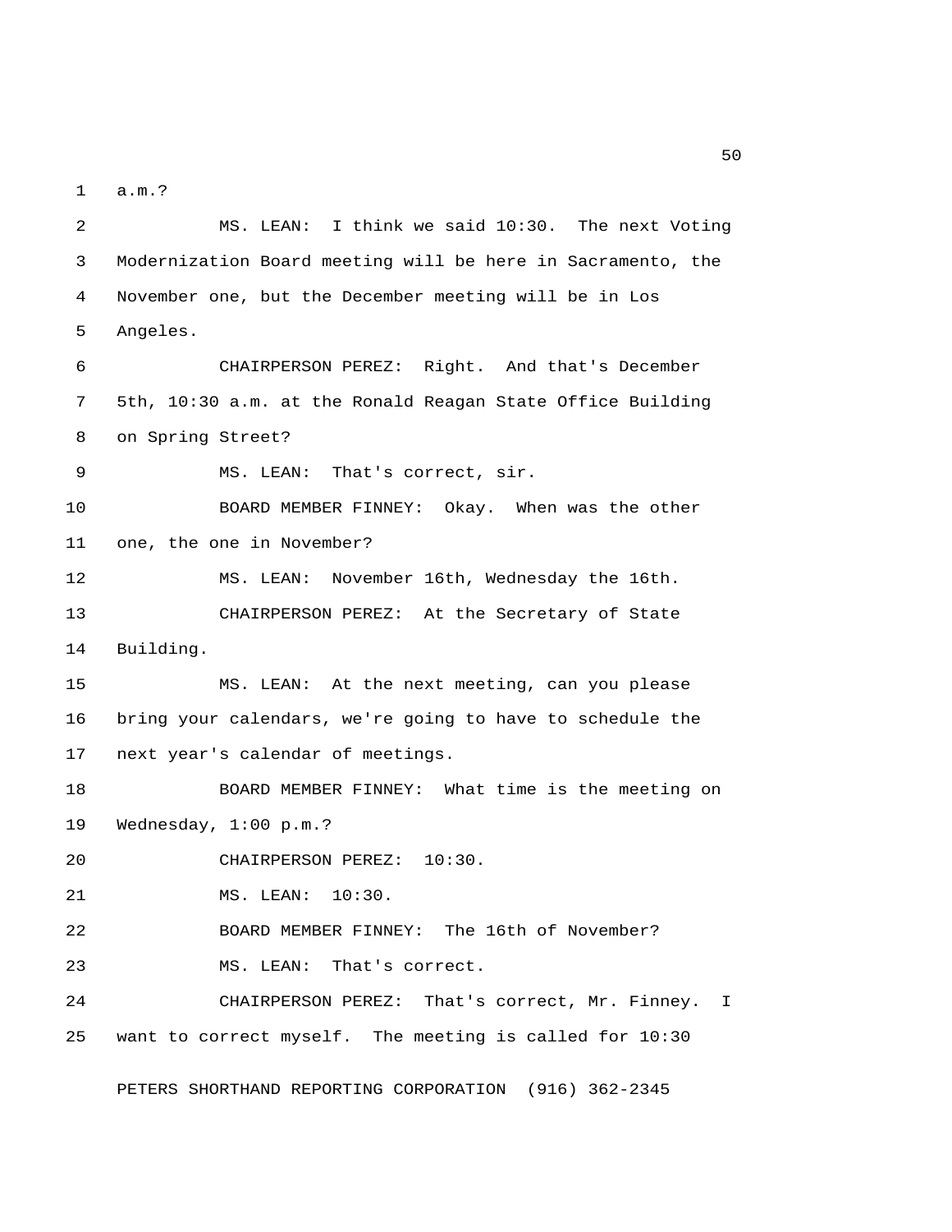1 a.m.?

2 MS. LEAN: I think we said 10:30. The next Voting

3 Modernization Board meeting will be here in Sacramento, the

4 November one, but the December meeting will be in Los

5 Angeles.

6 CHAIRPERSON PEREZ: Right. And that's December

7 5th, 10:30 a.m. at the Ronald Reagan State Office Building

8 on Spring Street?

9 MS. LEAN: That's correct, sir.

10 BOARD MEMBER FINNEY: Okay. When was the other

11 one, the one in November?

12 MS. LEAN: November 16th, Wednesday the 16th.

13 CHAIRPERSON PEREZ: At the Secretary of State

14 Building.

15 MS. LEAN: At the next meeting, can you please

16 bring your calendars, we're going to have to schedule the

17 next year's calendar of meetings.

18 BOARD MEMBER FINNEY: What time is the meeting on

19 Wednesday, 1:00 p.m.?

20 CHAIRPERSON PEREZ: 10:30.

21 MS. LEAN: 10:30.

22 BOARD MEMBER FINNEY: The 16th of November?

23 MS. LEAN: That's correct.

24 CHAIRPERSON PEREZ: That's correct, Mr. Finney. I

25 want to correct myself. The meeting is called for 10:30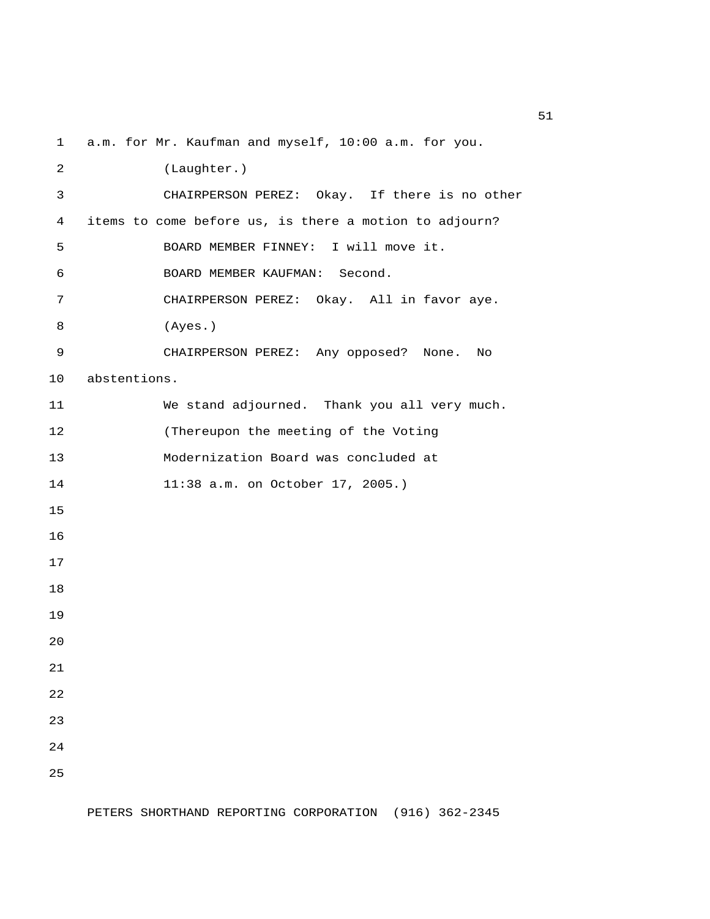a.m. for Mr. Kaufman and myself, 10:00 a.m. for you.

(Laughter.)

CHAIRPERSON PEREZ: Okay. If there is no other items to come before us, is there a motion to adjourn?

BOARD MEMBER FINNEY: I will move it.

BOARD MEMBER KAUFMAN: Second.

CHAIRPERSON PEREZ: Okay. All in favor aye.

(Ayes.)

CHAIRPERSON PEREZ: Any opposed? None. No abstentions.

We stand adjourned. Thank you all very much.

(Thereupon the meeting of the Voting Modernization Board was concluded at 11:38 a.m. on October 17, 2005.)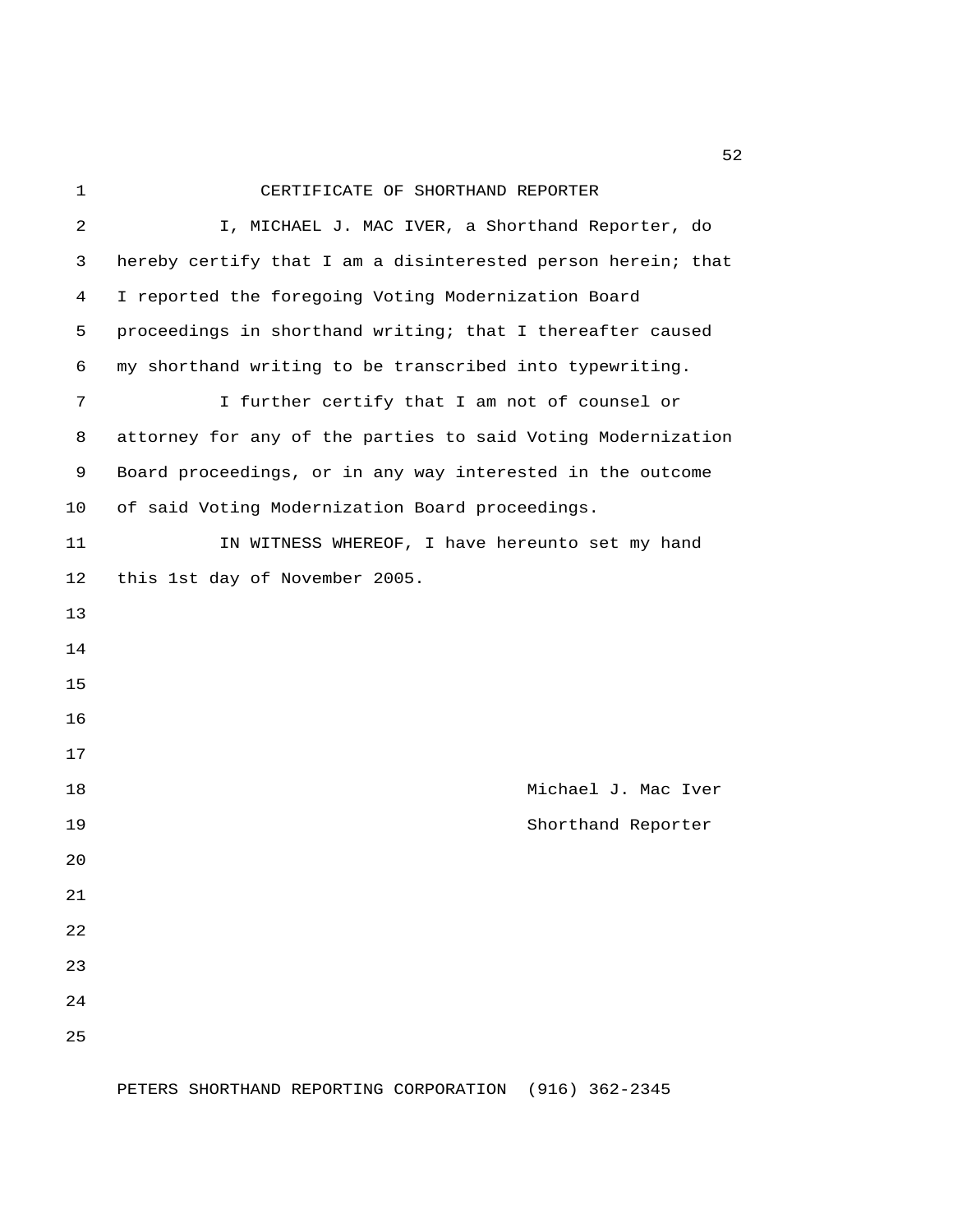# CERTIFICATE OF SHORTHAND REPORTER

I, MICHAEL J. MAC IVER, a Shorthand Reporter, do hereby certify that I am a disinterested person herein; that I reported the foregoing Voting Modernization Board proceedings in shorthand writing; that I thereafter caused my shorthand writing to be transcribed into typewriting.

I further certify that I am not of counsel or attorney for any of the parties to said Voting Modernization Board proceedings, or in any way interested in the outcome of said Voting Modernization Board proceedings.

IN WITNESS WHEREOF, I have hereunto set my hand this 1st day of November 2005.

Michael J. Mac Iver
Shorthand Reporter

PETERS SHORTHAND REPORTING CORPORATION (916) 362-2345